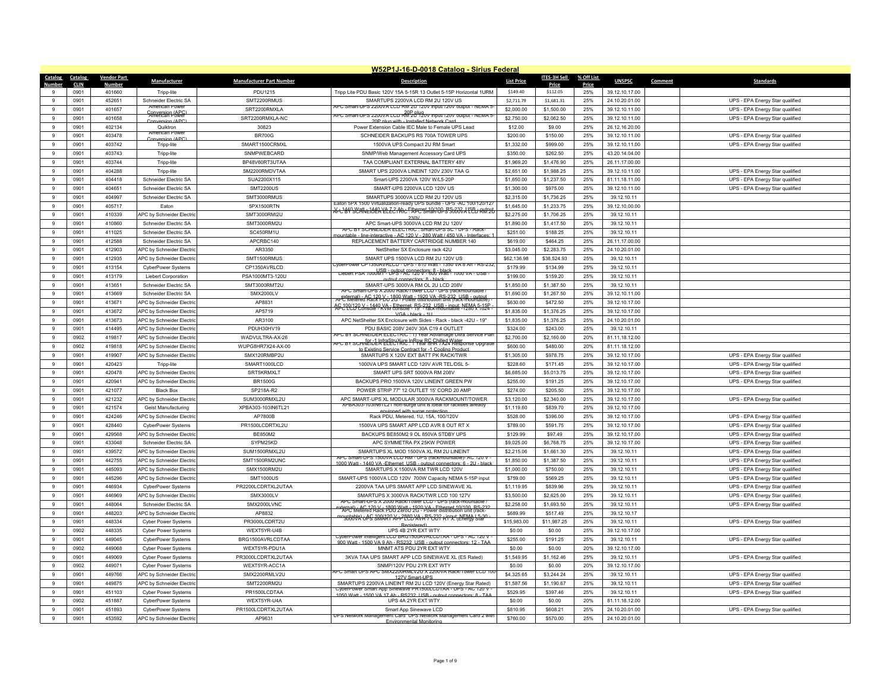# W52P1J-16-D-0018 Catalog - Sirius Federal

| Catalog Number | Catalog CLIN | Vendor Part Number | Manufacturer | Manufacturer Part Number | Description | List Price | ITES-3H Sell Price | % Off List Price | UNSPSC | Comment | Standards |
|---|---|---|---|---|---|---|---|---|---|---|---|
| 9 | 0901 | 401660 | Tripp-lite | PDU1215 | Tripp Lite PDU Basic 120V 15A 5-15R 13 Outlet 5-15P Horizontal 1URM | $149.40 | $112.05 | 25% | 39.12.10.17.00 | | |
| 9 | 0901 | 452651 | Schneider Electric SA | SMT2200RMUS | SMARTUPS 2200VA LCD RM 2U 120V US | $2,711.79 | $1,681.31 | 25% | 24.10.20.01.00 | | UPS - EPA Energy Star qualified |
| 9 | 0901 | 401657 | American Power Conversion (APC) | SRT2200RMXLA | APC Smart-UPS 2200VA LCD RM 2U 120V input/120V output - NEMA 5-20P plug | $2,000.00 | $1,500.00 | 25% | 39.12.10.11.00 | | UPS - EPA Energy Star qualified |
| 9 | 0901 | 401658 | American Power Conversion (APC) | SRT2200RMXLA-NC | APC Smart-UPS 2200VA LCD RM 2U 120V input/120V output - NEMA 5-20P plug with - Installed Network Card | $2,750.00 | $2,062.50 | 25% | 39.12.10.11.00 | | UPS - EPA Energy Star qualified |
| 9 | 0901 | 402134 | Quiktron | 30823 | Power Extension Cable IEC Male to Female UPS Lead | $12.00 | $9.00 | 25% | 26.12.16.20.00 | | |
| 9 | 0901 | 403478 | American Power Conversion (APC) | BR700G | SCHNEIDER BACKUPS RS 700A TOWER UPS | $200.00 | $150.00 | 25% | 39.12.10.11.00 | | UPS - EPA Energy Star qualified |
| 9 | 0901 | 403742 | Tripp-lite | SMART1500CRMXL | 1500VA UPS Compact 2U RM Smart | $1,332.00 | $999.00 | 25% | 39.12.10.11.00 | | UPS - EPA Energy Star qualified |
| 9 | 0901 | 403743 | Tripp-lite | SNMPWEBCARD | SNMP/Web Management Accessory Card UPS | $350.00 | $262.50 | 25% | 43.20.14.04.00 | | |
| 9 | 0901 | 403744 | Tripp-lite | BP48V60RT3UTAA | TAA COMPLIANT EXTERNAL BATTERY 48V | $1,969.20 | $1,476.90 | 25% | 26.11.17.00.00 | | |
| 9 | 0901 | 404288 | Tripp-lite | SM2200RMDVTAA | SMART UPS 2200VA LINEINT 120V 230V TAA G | $2,651.00 | $1,988.25 | 25% | 39.12.10.11.00 | | UPS - EPA Energy Star qualified |
| 9 | 0901 | 404418 | Schneider Electric SA | SUA2200X115 | Smart-UPS 2200VA 120V W/L5-20P | $1,650.00 | $1,237.50 | 25% | 81.11.18.11.00 | | UPS - EPA Energy Star qualified |
| 9 | 0901 | 404651 | Schneider Electric SA | SMT2200US | SMART-UPS 2200VA LCD 120V US | $1,300.00 | $975.00 | 25% | 39.12.10.11.00 | | UPS - EPA Energy Star qualified |
| 9 | 0901 | 404997 | Schneider Electric SA | SMT3000RMUS | SMARTUPS 3000VA LCD RM 2U 120V US | $2,315.00 | $1,736.25 | 25% | 39.12.10.11 | | |
| 9 | 0901 | 405717 | Eaton | 5PX1500RTN | Eaton 5PX 1500 Virtualization-ready UPS bundle - UPS -AC 100/120/127 V - 1440 Watt - 1440 VA 7.2 Ah - Ethernet 10/100, RS-232, USB - output | $1,645.00 | $1,233.75 | 25% | 39.12.10.00.00 | | |
| 9 | 0901 | 410339 | APC by Schneider Electric | SMT3000RMI2U | APC BY SCHNEIDER ELECTRIC : APC Smart-UPS 3000VA LCD RM 2U 230V | $2,275.00 | $1,706.25 | 25% | 39.12.10.11 | | |
| 9 | 0901 | 410860 | Schneider Electric SA | SMT3000RM2U | APC Smart-UPS 3000VA LCD RM 2U 120V | $1,890.00 | $1,417.50 | 25% | 39.12.10.11 | | |
| 9 | 0901 | 411025 | Schneider Electric SA | SC450RM1U | APC BY SCHNEIDER ELECTRIC : Smart-UPS SC - UPS - Rack-mountable - line-interactive - AC 120 V - 280 Watt / 450 VA - Interfaces: 1 | $251.00 | $188.25 | 25% | 39.12.10.11 | | |
| 9 | 0901 | 412588 | Schneider Electric SA | APCRBC140 | REPLACEMENT BATTERY CARTRIDGE NUMBER 140 | $619.00 | $464.25 | 25% | 26.11.17.00.00 | | |
| 9 | 0901 | 412903 | APC by Schneider Electric | AR3350 | NetShelter SX Enclosure rack 42U | $3,045.00 | $2,283.75 | 25% | 24.10.20.01.00 | | |
| 9 | 0901 | 412935 | APC by Schneider Electric | SMT1500RMUS | SMART UPS 1500VA LCD RM 2U 120V US | $62,136.98 | $38,524.93 | 25% | 39.12.10.11 | | |
| 9 | 0901 | 413154 | CyberPower Systems | CP1350AVRLCD | CyberPower CP1350AVRLCD - UPS - 810 Watt - 1350 VA 8 Ah - RS-232, USB - output connectors: 8 - black | $179.99 | $134.99 | 25% | 39.12.10.11 | | |
| 9 | 0901 | 413179 | Liebert Corporation | PSA1000MT3-120U | Liebert PSA 1000MT - UPS - AC 120 V - 600 Watt - 1000 VA - USB - output connectors: 8 - black | $199.00 | $159.20 | 25% | 39.12.10.11 | | |
| 9 | 0901 | 413651 | Schneider Electric SA | SMT3000RMT2U | SMART-UPS 3000VA RM OL 2U LCD 208V | $1,850.00 | $1,387.50 | 25% | 39.12.10.11 | | |
| 9 | 0901 | 413669 | Schneider Electric SA | SMX2000LV | APC Smart-UPS X 2000 Rack/Tower LCD - UPS (rack-mountable / external) - AC 120 V - 1800 Watt - 1920 VA -RS-232, USB - output | $1,690.00 | $1,267.50 | 25% | 39.12.10.11.00 | | |
| 9 | 0901 | 413671 | APC by Schneider Electric | AP8831 | APC Metered Rack PDU 2G - Power distribution unit (rack-mountable) - AC 100/120 V - 1440 VA - Ethernet, RS-232, USB - input: NEMA 5-15P - | $630.00 | $472.50 | 25% | 39.12.10.17.00 | | |
| 9 | 0901 | 413672 | APC by Schneider Electric | AP5719 | APC LCD Console - KVM console - 19" - rack-mountable - 1280 x 1024 - VGA - black - 1U | $1,835.00 | $1,376.25 | 25% | 39.12.10.17.00 | | |
| 9 | 0901 | 413673 | APC by Schneider Electric | AR3100 | APC NetShelter SX Enclosure with Sides - Rack - black -42U - 19" | $1,835.00 | $1,376.25 | 25% | 24.10.20.01.00 | | |
| 9 | 0901 | 414495 | APC by Schneider Electric | PDUH30HV19 | PDU BASIC 208V 240V 30A C19 4 OUTLET | $324.00 | $243.00 | 25% | 39.12.10.11 | | |
| 9 | 0902 | 419817 | APC by Schneider Electric | WADVULTRA-AX-26 | APC BY SCHNEIDER ELECTRIC : 1) Year Advantage Ultra Service Plan for -1 InfraStruXure InRow RC Chilled Water | $2,700.00 | $2,160.00 | 20% | 81.11.18.12.00 | | |
| 9 | 0902 | 419818 | APC by Schneider Electric | WUPG8HR7X24-AX-00 | APC BY SCHNEIDER ELECTRIC : 1 Year 8HR 7X24 Response Upgrade to Existing Service Contract for -1 Cooling Product | $600.00 | $480.00 | 20% | 81.11.18.12.00 | | |
| 9 | 0901 | 419907 | APC by Schneider Electric | SMX120RMBP2U | SMARTUPS X 120V EXT BATT PK RACK/TWR | $1,305.00 | $978.75 | 25% | 39.12.10.17.00 | | UPS - EPA Energy Star qualified |
| 9 | 0901 | 420423 | Tripp-lite | SMART1000LCD | 1000VA UPS SMART LCD 120V AVR TEL/DSL 5- | $228.60 | $171.45 | 25% | 39.12.10.17.00 | | UPS - EPA Energy Star qualified |
| 9 | 0901 | 420478 | APC by Schneider Electric | SRT5KRMXLT | SMART UPS SRT 5000VA RM 208V | $6,685.00 | $5,013.75 | 25% | 39.12.10.17.00 | | UPS - EPA Energy Star qualified |
| 9 | 0901 | 420941 | APC by Schneider Electric | BR1500G | BACKUPS PRO 1500VA 120V LINEINT GREEN PW | $255.00 | $191.25 | 25% | 39.12.10.17.00 | | UPS - EPA Energy Star qualified |
| 9 | 0901 | 421077 | Black Box | SP218A-R2 | POWER STRIP 7" 12 OUTLET 15' CORD 20 AMP | $274.00 | $205.50 | 25% | 39.12.10.17.00 | | |
| 9 | 0901 | 421232 | APC by Schneider Electric | SUM3000RMXL2U | APC SMART-UPS XL MODULAR 3000VA RACKMOUNT/TOWER | $3,120.00 | $2,340.00 | 25% | 39.12.10.17.00 | | UPS - EPA Energy Star qualified |
| 9 | 0901 | 421574 | Geist Manufacturing | XPBA303-103IN6TL21 | XPBA303-103IN6TL21 non-surge unit is ideal for facilities already equipped with surge protection | $1,119.60 | $839.70 | 25% | 39.12.10.17.00 | | |
| 9 | 0901 | 424246 | APC by Schneider Electric | AP7800B | Rack PDU, Metered, 1U, 15A, 100/120V | $528.00 | $396.00 | 25% | 39.12.10.17.00 | | UPS - EPA Energy Star qualified |
| 9 | 0901 | 428440 | CyberPower Systems | PR1500LCDRTXL2U | 1500VA UPS SMART APP LCD AVR 8 OUT RT X | $789.00 | $591.75 | 25% | 39.12.10.17.00 | | UPS - EPA Energy Star qualified |
| 9 | 0901 | 429568 | APC by Schneider Electric | BE850M2 | BACKUPS BE850M2 9 OL 850VA STDBY UPS | $129.99 | $97.49 | 25% | 39.12.10.17.00 | | UPS - EPA Energy Star qualified |
| 9 | 0901 | 433048 | Schneider Electric SA | SYPM25KD | APC SYMMETRA PX 25KW POWER | $9,025.00 | $6,768.75 | 25% | 39.12.10.17.00 | | UPS - EPA Energy Star qualified |
| 9 | 0901 | 439572 | APC by Schneider Electric | SUM1500RMXL2U | SMARTUPS XL MOD 1500VA XL RM 2U LINEINT | $2,215.06 | $1,661.30 | 25% | 39.12.10.11 | | UPS - EPA Energy Star qualified |
| 9 | 0901 | 442755 | APC by Schneider Electric | SMT1500RM2UNC | APC Smart-UPS 1500VA LCD RM - UPS (rackmountable)- AC 120 V - 1000 Watt - 1440 VA -Ethernet, USB - output connectors: 6 - 2U - black | $1,850.00 | $1,387.50 | 25% | 39.12.10.11 | | UPS - EPA Energy Star qualified |
| 9 | 0901 | 445093 | APC by Schneider Electric | SMX1500RM2U | SMARTUPS X 1500VA RM TWR LCD 120V | $1,000.00 | $750.00 | 25% | 39.12.10.11 | | UPS - EPA Energy Star qualified |
| 9 | 0901 | 445296 | APC by Schneider Electric | SMT1000US | SMART-UPS 1000VA LCD 120V 700W Capacity NEMA 5-15P input | $759.00 | $569.25 | 25% | 39.12.10.11 | | UPS - EPA Energy Star qualified |
| 9 | 0901 | 446934 | CyberPower Systems | PR2200LCDRTXL2UTAA | 2200VA TAA UPS SMART APP LCD SINEWAVE XL | $1,119.95 | $839.96 | 25% | 39.12.10.11 | | UPS - EPA Energy Star qualified |
| 9 | 0901 | 446969 | APC by Schneider Electric | SMX3000LV | SMARTUPS X 3000VA RACK/TWR LCD 100 127V | $3,500.00 | $2,625.00 | 25% | 39.12.10.11 | | UPS - EPA Energy Star qualified |
| 9 | 0901 | 448064 | Schneider Electric SA | SMX2000LVNC | APC Smart-UPS X 2000 Rack/Tower LCD - UPS (rack-mountable / external) - AC 120 V - 1800 Watt - 1920 VA - Ethernet 10/100, RS-232 | $2,258.00 | $1,693.50 | 25% | 39.12.10.11 | | UPS - EPA Energy Star qualified |
| 9 | 0901 | 448203 | APC by Schneider Electric | AP8832 | APC Metered Rack PDU ZeroU 2G - Power distribution unit (rack-mountable) - AC 100/120 V - 2880 VA - RS-232 - input: NEMA L5-30 - | $689.99 | $517.49 | 25% | 39.12.10.17 | | |
| 9 | 0901 | 448334 | Cyber Power Systems | PR3000LCDRT2U | 3000VA UPS SMART APP LCD AVR 7 OUT RT X (Energy Star Registered) | $15,983.00 | $11,987.25 | 25% | 39.12.10.11 | | UPS - EPA Energy Star qualified |
| 9 | 0902 | 448335 | Cyber Power Systems | WEXT5YR-U4B | UPS 4B 2YR EXT WTY | $0.00 | $0.00 | 25% | 39.12.10.17.00 | | |
| 9 | 0901 | 449045 | CyberPower Systems | BRG1500AVRLCDTAA | CyberPower Intelligent LCD BRG1500AVRLCDTAA - UPS - AC 120 V - 900 Watt - 1500 VA 9 Ah - RS232, USB - output connectors: 12 - TAA | $255.00 | $191.25 | 25% | 39.12.10.11 | | UPS - EPA Energy Star qualified |
| 9 | 0902 | 449068 | Cyber Power Systems | WEXT5YR-PDU1A | MNMT ATS PDU 2YR EXT WTY | $0.00 | $0.00 | 20% | 39.12.10.17.00 | | |
| 9 | 0901 | 449069 | Cyber Power Systems | PR3000LCDRTXL2UTAA | 3KVA TAA UPS SMART APP LCD SINEWAVE XL (ES Rated) | $1,549.95 | $1,162.46 | 25% | 39.12.10.11 | | UPS - EPA Energy Star qualified |
| 9 | 0902 | 449071 | Cyber Power Systems | WEXT5YR-ACC1A | SNMP/120V PDU 2YR EXT WTY | $0.00 | $0.00 | 20% | 39.12.10.17.00 | | |
| 9 | 0901 | 449766 | APC by Schneider Electric | SMX2200RMLV2U | APC Smart UPS APC SMX2200RMLV2U X 2200VA Rack/Tower LCD 100-127V Smart-UPS | $4,325.65 | $3,244.24 | 25% | 39.12.10.11 | | UPS - EPA Energy Star qualified |
| 9 | 0901 | 449875 | APC by Schneider Electric | SMT2200RM2U | SMARTUPS 2200VA LINEINT RM 2U LCD 120V (Energy Star Rated) | $1,587.56 | $1,190.67 | 25% | 39.12.10.11 | | UPS - EPA Energy Star qualified |
| 9 | 0901 | 451103 | Cyber Power Systems | PR1500LCDTAA | CyberPower Smart App Sinewave PR1500LCDTAA - UPS - AC 120 V - 1050 Watt - 1500 VA 17 Ah - RS232, USB - output connectors: 8 - TAA | $529.95 | $397.46 | 25% | 39.12.10.11 | | UPS - EPA Energy Star qualified |
| 9 | 0902 | 451887 | CyberPower Systems | WEXT5YR-U4A | UPS 4A 2YR EXT WTY | $0.00 | $0.00 | 20% | 81.11.18.12.00 | | |
| 9 | 0901 | 451893 | CyberPower Systems | PR1500LCDRTXL2UTAA | Smart App Sinewave LCD | $810.95 | $608.21 | 25% | 24.10.20.01.00 | | UPS - EPA Energy Star qualified |
| 9 | 0901 | 453592 | APC by Schneider Electric | AP9631 | UPS Network Management Card UPS Network Management Card 2 with Environmental Monitoring | $760.00 | $570.00 | 25% | 24.10.20.01.00 | | |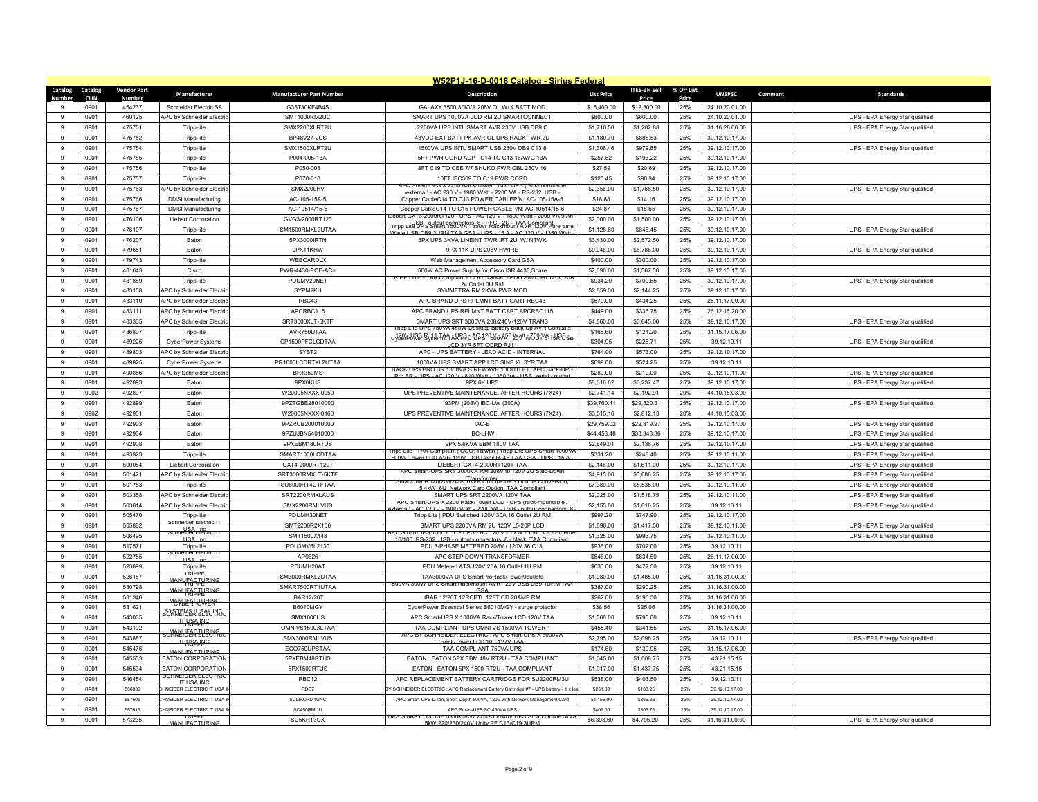# W52P1J-16-D-0018 Catalog - Sirius Federal

| Catalog Number | Catalog CLIN | Vendor Part Number | Manufacturer | Manufacturer Part Number | Description | List Price | ITES-3H Sell Price | % Off List Price | UNSPSC | Comment | Standards |
|---|---|---|---|---|---|---|---|---|---|---|---|
| 9 | 0901 | 454237 | Schneider Electric SA | G35T30KF4B4S | GALAXY 3500 30KVA 208V OL W/ 4 BATT MOD | $16,400.00 | $12,300.00 | 25% | 24.10.20.01.00 | | |
| 9 | 0901 | 460125 | APC by Schneider Electric | SMT1000RM2UC | SMART UPS 1000VA LCD RM 2U SMARTCONNECT | $800.00 | $600.00 | 25% | 24.10.20.01.00 | | UPS - EPA Energy Star qualified |
| 9 | 0901 | 475751 | Tripp-lite | SMX2200XLRT2U | 2200VA UPS INTL SMART AVR 230V USB DB9 C | $1,710.50 | $1,282.88 | 25% | 31.16.28.00.00 | | UPS - EPA Energy Star qualified |
| 9 | 0901 | 475752 | Tripp-lite | BP48V27-2US | 48VDC EXT BATT PK AVR OL UPS RACK TWR 2U | $1,180.70 | $885.53 | 25% | 39.12.10.17.00 | | |
| 9 | 0901 | 475754 | Tripp-lite | SMX1500XLRT2U | 1500VA UPS INTL SMART USB 230V DB9 C13 8 | $1,306.46 | $979.85 | 25% | 39.12.10.17.00 | | UPS - EPA Energy Star qualified |
| 9 | 0901 | 475755 | Tripp-lite | P004-005-13A | 5FT PWR CORD ADPT C14 TO C13 16AWG 13A | $257.62 | $193.22 | 25% | 39.12.10.17.00 | | |
| 9 | 0901 | 475756 | Tripp-lite | P050-008 | 8FT C19 TO CEE 7/7 SHUKO PWR CBL 250V 16 | $27.59 | $20.69 | 25% | 39.12.10.17.00 | | |
| 9 | 0901 | 475757 | Tripp-lite | P070-010 | 10FT IEC309 TO C19 PWR CORD | $120.45 | $90.34 | 25% | 39.12.10.17.00 | | |
| 9 | 0901 | 475763 | APC by Schneider Electric | SMX2200HV | APC Smart-UPS X 2200 Rack/Tower LCD - UPS (rack-mountable / external) - AC 230 V - 1980 Watt - 2200 VA - RS-232, USB - | $2,358.00 | $1,768.50 | 25% | 39.12.10.17.00 | | UPS - EPA Energy Star qualified |
| 9 | 0901 | 475766 | DMSI Manufacturing | AC-105-15A-5 | Copper CableC14 TO C13 POWER CABLEP/N: AC-105-15A-5 | $18.88 | $14.16 | 25% | 39.12.10.17.00 | | |
| 9 | 0901 | 475767 | DMSI Manufacturing | AC-10514/15-6 | Copper CableC14 TO C15 POWER CABLEP/N: AC-10514/15-6 | $24.87 | $18.65 | 25% | 39.12.10.17.00 | | |
| 9 | 0901 | 476106 | Liebert Corporation | GVG3-2000RT120 | Liebert GXT3-2000RT120 - UPS - AC 120 V - 1800 Watt - 2000 VA 9 Ah - USB - output connectors: 6 - PFC - 2U - TAA Compliant | $2,000.00 | $1,500.00 | 25% | 39.12.10.17.00 | | |
| 9 | 0901 | 476107 | Tripp-lite | SM1500RMXL2UTAA | Tripp Lite UPS Smart 1500VA 1350W Rackmount AVR 120V Pure Sine Wave USB DB9 2URM TAA GSA - UPS - 15 A - AC 120 V - 1350 Watt - | $1,128.60 | $846.45 | 25% | 39.12.10.17.00 | | UPS - EPA Energy Star qualified |
| 9 | 0901 | 476207 | Eaton | 5PX3000IRTN | 5PX UPS 3KVA LINEINT TWR IRT 2U W/ NTWK | $3,430.00 | $2,572.50 | 25% | 39.12.10.17.00 | | |
| 9 | 0901 | 479651 | Eaton | 9PX11KHW | 9PX 11K UPS 208V HWIRE | $9,048.00 | $6,786.00 | 25% | 39.12.10.17.00 | | UPS - EPA Energy Star qualified |
| 9 | 0901 | 479743 | Tripp-lite | WEBCARDLX | Web Management Accessory Card GSA | $400.00 | $300.00 | 25% | 39.12.10.17.00 | | |
| 9 | 0901 | 481643 | Cisco | PWR-4430-POE-AC= | 500W AC Power Supply for Cisco ISR 4430,Spare | $2,090.00 | $1,567.50 | 25% | 39.12.10.17.00 | | |
| 9 | 0901 | 481889 | Tripp-lite | PDUMV20NET | TRIPP LITE - TAA Compliant - COO: Taiwan - PDU Switched 120V 20A 24 Outlet 0U RM | $934.20 | $700.65 | 25% | 39.12.10.17.00 | | UPS - EPA Energy Star qualified |
| 9 | 0901 | 483108 | APC by Schneider Electric | SYPM2KU | SYMMETRA RM 2KVA PWR MOD | $2,859.00 | $2,144.25 | 25% | 39.12.10.17.00 | | |
| 9 | 0901 | 483110 | APC by Schneider Electric | RBC43 | APC BRAND UPS RPLMNT BATT CART RBC43 | $579.00 | $434.25 | 25% | 26.11.17.00.00 | | |
| 9 | 0901 | 483111 | APC by Schneider Electric | APCRBC115 | APC BRAND UPS RPLMNT BATT CART APCRBC115 | $449.00 | $336.75 | 25% | 26.12.16.20.00 | | |
| 9 | 0901 | 483335 | APC by Schneider Electric | SRT3000XLT-5KTF | SMART UPS SRT 3000VA 208/240V-120V TRANS | $4,860.00 | $3,645.00 | 25% | 39.12.10.17.00 | | UPS - EPA Energy Star qualified |
| 9 | 0901 | 486807 | Tripp-lite | AVR750UTAA | Tripp Lite UPS 750VA 450W Desktop Battery Back Up AVR Compact 120V USB RJ11 TAA - UPS - AC 120 V - 450 Watt - 750 VA - USB - | $165.60 | $124.20 | 25% | 31.15.17.06.00 | | |
| 9 | 0901 | 489225 | CyberPower Systems | CP1500PFCLCDTAA | CyberPower Systems TAA PFC UPS 1500VA 1000 5-15R USB LCD 3YR 5FT CORD RJ11 | $304.95 | $228.71 | 25% | 39.12.10.11 | | UPS - EPA Energy Star qualified |
| 9 | 0901 | 489803 | APC by Schneider Electric | SYBT2 | APC - UPS BATTERY - LEAD ACID - INTERNAL | $764.00 | $573.00 | 25% | 39.12.10.17.00 | | |
| 9 | 0901 | 489825 | CyberPower Systems | PR1000LCDRTXL2UTAA | 1000VA UPS SMART APP LCD SINE XL 3YR TAA | $699.00 | $524.25 | 25% | 39.12.10.11 | | |
| 9 | 0901 | 490856 | APC by Schneider Electric | BR1350MS | BACK UPS PRO BR 1350VA SINEWAVE 10OUTLET APC Back-UPS Pro BR - UPS - AC 120 V - 810 Watt - 1350 VA - USB, serial - output | $280.00 | $210.00 | 25% | 39.12.10.11.00 | | UPS - EPA Energy Star qualified |
| 9 | 0901 | 492893 | Eaton | 9PX6KUS | 9PX 6K UPS | $8,316.62 | $6,237.47 | 25% | 39.12.10.17.00 | | UPS - EPA Energy Star qualified |
| 9 | 0902 | 492897 | Eaton | W20005NXXX-0050 | UPS PREVENTIVE MAINTENANCE, AFTER HOURS (7X24) | $2,741.14 | $2,192.91 | 20% | 44.10.15.03.00 | | |
| 9 | 0901 | 492899 | Eaton | 9PZTGBE28010000 | 93PM (208V) IBC-LW (300A) | $39,760.41 | $29,820.31 | 25% | 39.12.10.17.00 | | UPS - EPA Energy Star qualified |
| 9 | 0902 | 492901 | Eaton | W20005NXXX-0160 | UPS PREVENTIVE MAINTENANCE, AFTER HOURS (7X24) | $3,515.16 | $2,812.13 | 20% | 44.10.15.03.00 | | |
| 9 | 0901 | 492903 | Eaton | 9PZRCB200010000 | IAC-B | $29,759.02 | $22,319.27 | 25% | 39.12.10.17.00 | | UPS - EPA Energy Star qualified |
| 9 | 0901 | 492904 | Eaton | 9PZUJBN54010000 | IBC-LHW | $44,458.48 | $33,343.86 | 25% | 39.12.10.17.00 | | UPS - EPA Energy Star qualified |
| 9 | 0901 | 492908 | Eaton | 9PXEBM180RTUS | 9PX 5/6KVA EBM 180V TAA | $2,849.01 | $2,136.76 | 25% | 39.12.10.17.00 | | UPS - EPA Energy Star qualified |
| 9 | 0901 | 493923 | Tripp-lite | SMART1000LCDTAA | Tripp Lite \| TAA Compliant \| COO: Taiwan \| Tripp Lite UPS Smart 1000VA 500W Tower LCD AVR 120V USB Coax RJ45 TAA GSA - UPS - 15 A - | $331.20 | $248.40 | 25% | 39.12.10.11.00 | | UPS - EPA Energy Star qualified |
| 9 | 0901 | 500054 | Liebert Corporation | GXT4-2000RT120T | LIEBERT GXT4-2000RT120T TAA | $2,148.00 | $1,611.00 | 25% | 39.12.10.17.00 | | UPS - EPA Energy Star qualified |
| 9 | 0901 | 501421 | APC by Schneider Electric | SRT3000RMXLT-5KTF | APC Smart-UPS SRT 3000VA RM 208V to 120V 2U Step-Down Transformer | $4,915.00 | $3,686.25 | 25% | 39.12.10.17.00 | | UPS - EPA Energy Star qualified |
| 9 | 0901 | 501753 | Tripp-lite | SU6000RT4UTFTAA | SmartOnline 120/208/240V 6kVA On-Line UPS Double Conversion, 5.4kW, 6U, Network Card Option, TAA Compliant | $7,380.00 | $5,535.00 | 25% | 39.12.10.11.00 | | UPS - EPA Energy Star qualified |
| 9 | 0901 | 503358 | APC by Schneider Electric | SRT2200RMXLAUS | SMART UPS SRT 2200VA 120V TAA | $2,025.00 | $1,518.75 | 25% | 39.12.10.11.00 | | UPS - EPA Energy Star qualified |
| 9 | 0901 | 503614 | APC by Schneider Electric | SMX2200RMLVUS | APC Smart-UPS X 2200 Rack/Tower LCD - UPS (rack-mountable / external) - AC 120 V - 1980 Watt - 2200 VA - USB - output connectors: 8 - | $2,155.00 | $1,616.25 | 25% | 39.12.10.11 | | UPS - EPA Energy Star qualified |
| 9 | 0901 | 505470 | Tripp-lite | PDUMH30NET | Tripp Lite \| PDU Switched 120V 30A 16 Outlet 2U RM | $997.20 | $747.90 | 25% | 39.12.10.17.00 | | |
| 9 | 0901 | 505882 | Schneider Electric IT USA, Inc. | SMT2200R2X106 | SMART UPS 2200VA RM 2U 120V L5-20P LCD | $1,890.00 | $1,417.50 | 25% | 39.12.10.11.00 | | UPS - EPA Energy Star qualified |
| 9 | 0901 | 506495 | Schneider Electric IT USA, Inc. | SMT1500X448 | APC Smart-UPS 1500 LCD - UPS - AC 120 V - 1 kW - 1500 VA - Ethernet 10/100, RS-232, USB - output connectors: 8 - black, TAA Compliant; | $1,325.00 | $993.75 | 25% | 39.12.10.11.00 | | UPS - EPA Energy Star qualified |
| 9 | 0901 | 517571 | Tripp-lite | PDU3MV6L2130 | PDU 3-PHASE METERED 208V / 120V 36 C13; | $936.00 | $702.00 | 25% | 39.12.10.11 | | |
| 9 | 0901 | 522755 | Schneider Electric IT USA, Inc. | AP9626 | APC STEP DOWN TRANSFORMER | $846.00 | $634.50 | 25% | 26.11.17.00.00 | | |
| 9 | 0901 | 523899 | Tripp-lite | PDUMH20AT | PDU Metered ATS 120V 20A 16 Outlet 1U RM | $630.00 | $472.50 | 25% | 39.12.10.11 | | |
| 9 | 0901 | 526187 | TRIPPE MANUFACTURING | SM3000RMXL2UTAA | TAA3000VA UPS SmartProRack/Tower9outlets | $1,980.00 | $1,485.00 | 25% | 31.16.31.00.00 | | |
| 9 | 0901 | 530798 | TRIPPE MANUFACTURING | SMART500RT1UTAA | 500VA 300W UPS Smart Rackmount AVR 120V USB DB9 1URM TAA GSA | $387.00 | $290.25 | 25% | 31.16.31.00.00 | | |
| 9 | 0901 | 531346 | TRIPPE MANUFACTURING | IBAR12/20T | IBAR 12/20T 12RCPTL 12FT CD 20AMP RM | $262.00 | $196.50 | 25% | 31.16.31.00.00 | | |
| 9 | 0901 | 531621 | CYBERPOWER SYSTEMS (USA) INC | B6010MGY | CyberPower Essential Series B6010MGY - surge protector | $38.56 | $25.06 | 35% | 31.16.31.00.00 | | |
| 9 | 0901 | 543035 | SCHNEIDER ELECTRIC IT USA INC | SMX1000US | APC Smart-UPS X 1000VA Rack/Tower LCD 120V TAA | $1,060.00 | $795.00 | 25% | 39.12.10.11 | | |
| 9 | 0901 | 543192 | TRIPPE MANUFACTURING | OMNIVS1500XLTAA | TAA COMPLIANT UPS OMNI VS 1500VA TOWER 1 | $455.40 | $341.55 | 25% | 31.15.17.06.00 | | |
| 9 | 0901 | 543887 | SCHNEIDER ELECTRIC IT USA INC | SMX3000RMLVUS | APC BY SCHNEIDER ELECTRIC : APC Smart-UPS X 3000VA Rack/Tower LCD 100-127V TAA | $2,795.00 | $2,096.25 | 25% | 39.12.10.11 | | UPS - EPA Energy Star qualified |
| 9 | 0901 | 545476 | TRIPPE MANUFACTURING | ECO750UPSTAA | TAA COMPLIANT 750VA UPS | $174.60 | $130.95 | 25% | 31.15.17.06.00 | | |
| 9 | 0901 | 545533 | EATON CORPORATION | 5PXEBM48RTUS | EATON : EATON 5PX EBM 48V RT2U - TAA COMPLIANT | $1,345.00 | $1,008.75 | 25% | 43.21.15.15 | | |
| 9 | 0901 | 545534 | EATON CORPORATION | 5PX1500RTUS | EATON : EATON 5PX 1500 RT2U - TAA COMPLIANT | $1,917.00 | $1,437.75 | 25% | 43.21.15.15 | | |
| 9 | 0901 | 546454 | SCHNEIDER ELECTRIC IT USA INC | RBC12 | APC REPLACEMENT BATTERY CARTRIDGE FOR SU2200RM3U | $538.00 | $403.50 | 25% | 39.12.10.11 | | |
| 9 | 0901 | 556839 | SCHNEIDER ELECTRIC IT USA IN | RBC7 | BY SCHNEIDER ELECTRIC : APC Replacement Battery Cartridge #7 - UPS battery - 1 x lea | $251.00 | $188.25 | 25% | 39.12.10.17.00 | | |
| 9 | 0901 | 557605 | SCHNEIDER ELECTRIC IT USA IN | SCL500RM1UNC | APC Smart-UPS Li-Ion, Short Depth 500VA, 120V with Network Management Card | $1,155.00 | $866.25 | 25% | 39.12.10.17.00 | | |
| 9 | 0901 | 557613 | SCHNEIDER ELECTRIC IT USA IN | SC450RMI1U | APC Smart-UPS SC 450VA UPS | $409.00 | $306.75 | 25% | 39.12.10.17.00 | | |
| 9 | 0901 | 573235 | TRIPPE MANUFACTURING | SU5KRT3UX | UPS SMART ONLINE 5KVA 5KW 220/230/240V UPS Smart Online 5kVA 5kW 220/230/240V Unity PF C13/C19 3URM | $6,393.60 | $4,795.20 | 25% | 31.16.31.00.00 | | UPS - EPA Energy Star qualified |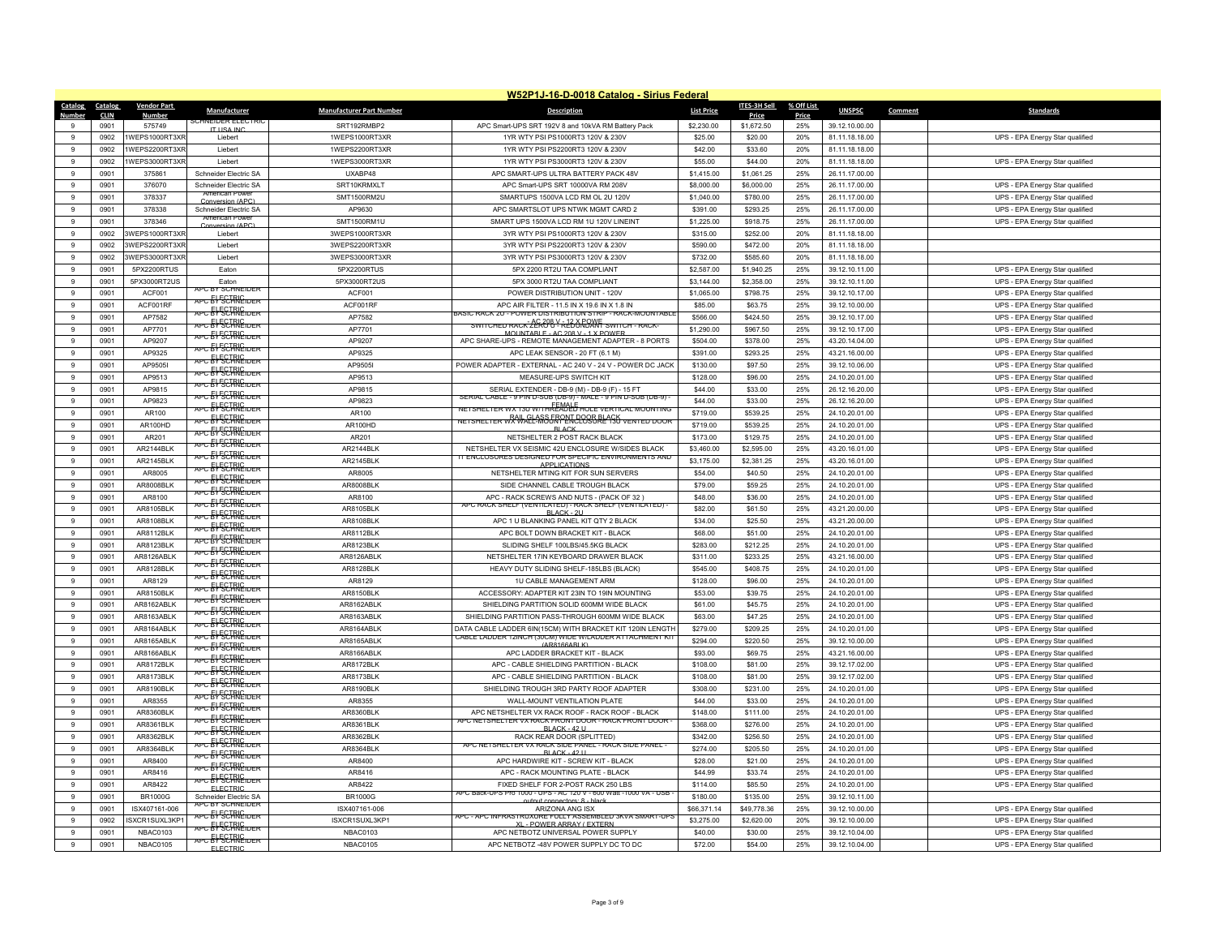# W52P1J-16-D-0018 Catalog - Sirius Federal

| Catalog Number | Catalog CLIN | Vendor Part Number | Manufacturer | Manufacturer Part Number | Description | List Price | ITES-3H Sell Price | % Off List Price | UNSPSC | Comment | Standards |
|---|---|---|---|---|---|---|---|---|---|---|---|
| 9 | 0901 | 575749 | SCHNEIDER ELECTRIC IT USA INC | SRT192RMBP2 | APC Smart-UPS SRT 192V 8 and 10kVA RM Battery Pack | $2,230.00 | $1,672.50 | 25% | 39.12.10.00.00 | | |
| 9 | 0902 | 1WEPS1000RT3XR | Liebert | 1WEPS1000RT3XR | 1YR WTY PSI PS1000RT3 120V & 230V | $25.00 | $20.00 | 20% | 81.11.18.18.00 | | UPS - EPA Energy Star qualified |
| 9 | 0902 | 1WEPS2200RT3XR | Liebert | 1WEPS2200RT3XR | 1YR WTY PSI PS2200RT3 120V & 230V | $42.00 | $33.60 | 20% | 81.11.18.18.00 | | |
| 9 | 0902 | 1WEPS3000RT3XR | Liebert | 1WEPS3000RT3XR | 1YR WTY PSI PS3000RT3 120V & 230V | $55.00 | $44.00 | 20% | 81.11.18.18.00 | | UPS - EPA Energy Star qualified |
| 9 | 0901 | 375861 | Schneider Electric SA | UXABP48 | APC SMART-UPS ULTRA BATTERY PACK 48V | $1,415.00 | $1,061.25 | 25% | 26.11.17.00.00 | | |
| 9 | 0901 | 376070 | Schneider Electric SA | SRT10KRMXLT | APC Smart-UPS SRT 10000VA RM 208V | $8,000.00 | $6,000.00 | 25% | 26.11.17.00.00 | | UPS - EPA Energy Star qualified |
| 9 | 0901 | 378337 | American Power Conversion (APC) | SMT1500RM2U | SMARTUPS 1500VA LCD RM OL 2U 120V | $1,040.00 | $780.00 | 25% | 26.11.17.00.00 | | UPS - EPA Energy Star qualified |
| 9 | 0901 | 378338 | Schneider Electric SA | AP9630 | APC SMARTSLOT UPS NTWK MGMT CARD 2 | $391.00 | $293.25 | 25% | 26.11.17.00.00 | | UPS - EPA Energy Star qualified |
| 9 | 0901 | 378346 | American Power Conversion (APC) | SMT1500RM1U | SMART UPS 1500VA LCD RM 1U 120V LINEINT | $1,225.00 | $918.75 | 25% | 26.11.17.00.00 | | UPS - EPA Energy Star qualified |
| 9 | 0902 | 3WEPS1000RT3XR | Liebert | 3WEPS1000RT3XR | 3YR WTY PSI PS1000RT3 120V & 230V | $315.00 | $252.00 | 20% | 81.11.18.18.00 | | |
| 9 | 0902 | 3WEPS2200RT3XR | Liebert | 3WEPS2200RT3XR | 3YR WTY PSI PS2200RT3 120V & 230V | $590.00 | $472.00 | 20% | 81.11.18.18.00 | | |
| 9 | 0902 | 3WEPS3000RT3XR | Liebert | 3WEPS3000RT3XR | 3YR WTY PSI PS3000RT3 120V & 230V | $732.00 | $585.60 | 20% | 81.11.18.18.00 | | |
| 9 | 0901 | 5PX2200RTUS | Eaton | 5PX2200RTUS | 5PX 2200 RT2U TAA COMPLIANT | $2,587.00 | $1,940.25 | 25% | 39.12.10.11.00 | | UPS - EPA Energy Star qualified |
| 9 | 0901 | 5PX3000RT2US | Eaton | 5PX3000RT2US | 5PX 3000 RT2U TAA COMPLIANT | $3,144.00 | $2,358.00 | 25% | 39.12.10.11.00 | | UPS - EPA Energy Star qualified |
| 9 | 0901 | ACF001 | APC BY SCHNEIDER ELECTRIC | ACF001 | POWER DISTRIBUTION UNIT - 120V | $1,065.00 | $798.75 | 25% | 39.12.10.17.00 | | UPS - EPA Energy Star qualified |
| 9 | 0901 | ACF001RF | APC BY SCHNEIDER ELECTRIC | ACF001RF | APC AIR FILTER - 11.5 IN X 19.6 IN X 1.8 IN | $85.00 | $63.75 | 25% | 39.12.10.00.00 | | UPS - EPA Energy Star qualified |
| 9 | 0901 | AP7582 | APC BY SCHNEIDER ELECTRIC | AP7582 | BASIC RACK 2U - POWER DISTRIBUTION STRIP - RACK-MOUNTABLE - AC 208 V - 12 X POWE | $566.00 | $424.50 | 25% | 39.12.10.17.00 | | UPS - EPA Energy Star qualified |
| 9 | 0901 | AP7701 | APC BY SCHNEIDER ELECTRIC | AP7701 | SWITCHED RACK ZERO U - REDUNDANT SWITCH - RACK-MOUNTABLE - AC 208 V - 1 X POWER | $1,290.00 | $967.50 | 25% | 39.12.10.17.00 | | UPS - EPA Energy Star qualified |
| 9 | 0901 | AP9207 | APC BY SCHNEIDER ELECTRIC | AP9207 | APC SHARE-UPS - REMOTE MANAGEMENT ADAPTER - 8 PORTS | $504.00 | $378.00 | 25% | 43.20.14.04.00 | | UPS - EPA Energy Star qualified |
| 9 | 0901 | AP9325 | APC BY SCHNEIDER ELECTRIC | AP9325 | APC LEAK SENSOR - 20 FT (6.1 M) | $391.00 | $293.25 | 25% | 43.21.16.00.00 | | UPS - EPA Energy Star qualified |
| 9 | 0901 | AP9505I | APC BY SCHNEIDER ELECTRIC | AP9505I | POWER ADAPTER - EXTERNAL - AC 24 V - 24 V - POWER DC JACK | $130.00 | $97.50 | 25% | 39.12.10.06.00 | | UPS - EPA Energy Star qualified |
| 9 | 0901 | AP9513 | APC BY SCHNEIDER ELECTRIC | AP9513 | MEASURE-UPS SWITCH KIT | $128.00 | $96.00 | 25% | 24.10.20.01.00 | | UPS - EPA Energy Star qualified |
| 9 | 0901 | AP9815 | APC BY SCHNEIDER ELECTRIC | AP9815 | SERIAL EXTENDER - DB-9 (M) - DB-9 (F) - 15 FT | $44.00 | $33.00 | 25% | 26.12.16.20.00 | | UPS - EPA Energy Star qualified |
| 9 | 0901 | AP9823 | APC BY SCHNEIDER ELECTRIC | AP9823 | SERIAL CABLE - 9 PIN D-SUB (DB-9) - MALE - 9 PIN D-SUB (DB-9) - FEMALE | $44.00 | $33.00 | 25% | 26.12.16.20.00 | | UPS - EPA Energy Star qualified |
| 9 | 0901 | AR100 | APC BY SCHNEIDER ELECTRIC | AR100 | NETSHELTER WX 13U W/THREADED HOLE VERTICAL MOUNTING RAIL GLASS FRONT DOOR BLACK | $719.00 | $539.25 | 25% | 24.10.20.01.00 | | UPS - EPA Energy Star qualified |
| 9 | 0901 | AR100HD | APC BY SCHNEIDER ELECTRIC | AR100HD | NETSHELTER WX WALL-MOUNT ENCLOSURE 13U VENTED DOOR BLACK | $719.00 | $539.25 | 25% | 24.10.20.01.00 | | UPS - EPA Energy Star qualified |
| 9 | 0901 | AR201 | APC BY SCHNEIDER ELECTRIC | AR201 | NETSHELTER 2 POST RACK BLACK | $173.00 | $129.75 | 25% | 24.10.20.01.00 | | UPS - EPA Energy Star qualified |
| 9 | 0901 | AR2144BLK | APC BY SCHNEIDER ELECTRIC | AR2144BLK | NETSHELTER VX SEISMIC 42U ENCLOSURE W/SIDES BLACK | $3,460.00 | $2,595.00 | 25% | 43.20.16.01.00 | | UPS - EPA Energy Star qualified |
| 9 | 0901 | AR2145BLK | APC BY SCHNEIDER ELECTRIC | AR2145BLK | IT ENCLOSURES DESIGNED FOR SPECIFIC ENVIRONMENTS AND APPLICATIONS | $3,175.00 | $2,381.25 | 25% | 43.20.16.01.00 | | UPS - EPA Energy Star qualified |
| 9 | 0901 | AR8005 | APC BY SCHNEIDER ELECTRIC | AR8005 | NETSHELTER MTING KIT FOR SUN SERVERS | $54.00 | $40.50 | 25% | 24.10.20.01.00 | | UPS - EPA Energy Star qualified |
| 9 | 0901 | AR8008BLK | APC BY SCHNEIDER ELECTRIC | AR8008BLK | SIDE CHANNEL CABLE TROUGH BLACK | $79.00 | $59.25 | 25% | 24.10.20.01.00 | | UPS - EPA Energy Star qualified |
| 9 | 0901 | AR8100 | APC BY SCHNEIDER ELECTRIC | AR8100 | APC - RACK SCREWS AND NUTS - (PACK OF 32 ) | $48.00 | $36.00 | 25% | 24.10.20.01.00 | | UPS - EPA Energy Star qualified |
| 9 | 0901 | AR8105BLK | APC BY SCHNEIDER ELECTRIC | AR8105BLK | APC RACK SHELF (VENTILATED) - RACK SHELF (VENTILATED) - BLACK - 2U | $82.00 | $61.50 | 25% | 43.21.20.00.00 | | UPS - EPA Energy Star qualified |
| 9 | 0901 | AR8108BLK | APC BY SCHNEIDER ELECTRIC | AR8108BLK | APC 1 U BLANKING PANEL KIT QTY 2 BLACK | $34.00 | $25.50 | 25% | 43.21.20.00.00 | | UPS - EPA Energy Star qualified |
| 9 | 0901 | AR8112BLK | APC BY SCHNEIDER ELECTRIC | AR8112BLK | APC BOLT DOWN BRACKET KIT - BLACK | $68.00 | $51.00 | 25% | 24.10.20.01.00 | | UPS - EPA Energy Star qualified |
| 9 | 0901 | AR8123BLK | APC BY SCHNEIDER ELECTRIC | AR8123BLK | SLIDING SHELF 100LBS/45.5KG BLACK | $283.00 | $212.25 | 25% | 24.10.20.01.00 | | UPS - EPA Energy Star qualified |
| 9 | 0901 | AR8126ABLK | APC BY SCHNEIDER ELECTRIC | AR8126ABLK | NETSHELTER 17IN KEYBOARD DRAWER BLACK | $311.00 | $233.25 | 25% | 43.21.16.00.00 | | UPS - EPA Energy Star qualified |
| 9 | 0901 | AR8128BLK | APC BY SCHNEIDER ELECTRIC | AR8128BLK | HEAVY DUTY SLIDING SHELF-185LBS (BLACK) | $545.00 | $408.75 | 25% | 24.10.20.01.00 | | UPS - EPA Energy Star qualified |
| 9 | 0901 | AR8129 | APC BY SCHNEIDER ELECTRIC | AR8129 | 1U CABLE MANAGEMENT ARM | $128.00 | $96.00 | 25% | 24.10.20.01.00 | | UPS - EPA Energy Star qualified |
| 9 | 0901 | AR8150BLK | APC BY SCHNEIDER ELECTRIC | AR8150BLK | ACCESSORY: ADAPTER KIT 23IN TO 19IN MOUNTING | $53.00 | $39.75 | 25% | 24.10.20.01.00 | | UPS - EPA Energy Star qualified |
| 9 | 0901 | AR8162ABLK | APC BY SCHNEIDER ELECTRIC | AR8162ABLK | SHIELDING PARTITION SOLID 600MM WIDE BLACK | $61.00 | $45.75 | 25% | 24.10.20.01.00 | | UPS - EPA Energy Star qualified |
| 9 | 0901 | AR8163ABLK | APC BY SCHNEIDER ELECTRIC | AR8163ABLK | SHIELDING PARTITION PASS-THROUGH 600MM WIDE BLACK | $63.00 | $47.25 | 25% | 24.10.20.01.00 | | UPS - EPA Energy Star qualified |
| 9 | 0901 | AR8164ABLK | APC BY SCHNEIDER ELECTRIC | AR8164ABLK | DATA CABLE LADDER 6IN(15CM) WITH BRACKET KIT 120IN LENGTH | $279.00 | $209.25 | 25% | 24.10.20.01.00 | | UPS - EPA Energy Star qualified |
| 9 | 0901 | AR8165ABLK | APC BY SCHNEIDER ELECTRIC | AR8165ABLK | CABLE LADDER 12INCH (30CM) WIDE W/LADDER ATTACHMENT KIT (AR8166ABLK) | $294.00 | $220.50 | 25% | 39.12.10.00.00 | | UPS - EPA Energy Star qualified |
| 9 | 0901 | AR8166ABLK | APC BY SCHNEIDER ELECTRIC | AR8166ABLK | APC LADDER BRACKET KIT - BLACK | $93.00 | $69.75 | 25% | 43.21.16.00.00 | | UPS - EPA Energy Star qualified |
| 9 | 0901 | AR8172BLK | APC BY SCHNEIDER ELECTRIC | AR8172BLK | APC - CABLE SHIELDING PARTITION - BLACK | $108.00 | $81.00 | 25% | 39.12.17.02.00 | | UPS - EPA Energy Star qualified |
| 9 | 0901 | AR8173BLK | APC BY SCHNEIDER ELECTRIC | AR8173BLK | APC - CABLE SHIELDING PARTITION - BLACK | $108.00 | $81.00 | 25% | 39.12.17.02.00 | | UPS - EPA Energy Star qualified |
| 9 | 0901 | AR8190BLK | APC BY SCHNEIDER ELECTRIC | AR8190BLK | SHIELDING TROUGH 3RD PARTY ROOF ADAPTER | $308.00 | $231.00 | 25% | 24.10.20.01.00 | | UPS - EPA Energy Star qualified |
| 9 | 0901 | AR8355 | APC BY SCHNEIDER ELECTRIC | AR8355 | WALL-MOUNT VENTILATION PLATE | $44.00 | $33.00 | 25% | 24.10.20.01.00 | | UPS - EPA Energy Star qualified |
| 9 | 0901 | AR8360BLK | APC BY SCHNEIDER ELECTRIC | AR8360BLK | APC NETSHELTER VX RACK ROOF - RACK ROOF - BLACK | $148.00 | $111.00 | 25% | 24.10.20.01.00 | | UPS - EPA Energy Star qualified |
| 9 | 0901 | AR8361BLK | APC BY SCHNEIDER ELECTRIC | AR8361BLK | APC NETSHELTER VX RACK FRONT DOOR - RACK FRONT DOOR - BLACK - 42 U | $368.00 | $276.00 | 25% | 24.10.20.01.00 | | UPS - EPA Energy Star qualified |
| 9 | 0901 | AR8362BLK | APC BY SCHNEIDER ELECTRIC | AR8362BLK | RACK REAR DOOR (SPLITTED) | $342.00 | $256.50 | 25% | 24.10.20.01.00 | | UPS - EPA Energy Star qualified |
| 9 | 0901 | AR8364BLK | APC BY SCHNEIDER ELECTRIC | AR8364BLK | APC NETSHELTER VX RACK SIDE PANEL - RACK SIDE PANEL - BLACK - 42 U | $274.00 | $205.50 | 25% | 24.10.20.01.00 | | UPS - EPA Energy Star qualified |
| 9 | 0901 | AR8400 | APC BY SCHNEIDER ELECTRIC | AR8400 | APC HARDWIRE KIT - SCREW KIT - BLACK | $28.00 | $21.00 | 25% | 24.10.20.01.00 | | UPS - EPA Energy Star qualified |
| 9 | 0901 | AR8416 | APC BY SCHNEIDER ELECTRIC | AR8416 | APC - RACK MOUNTING PLATE - BLACK | $44.99 | $33.74 | 25% | 24.10.20.01.00 | | UPS - EPA Energy Star qualified |
| 9 | 0901 | AR8422 | APC BY SCHNEIDER ELECTRIC | AR8422 | FIXED SHELF FOR 2-POST RACK 250 LBS | $114.00 | $85.50 | 25% | 24.10.20.01.00 | | UPS - EPA Energy Star qualified |
| 9 | 0901 | BR1000G | Schneider Electric SA | BR1000G | APC Back-UPS Pro 1000 - UPS - AC 120 V - 600 Watt - 1000 VA - USB - output connectors: 8 - black | $180.00 | $135.00 | 25% | 39.12.10.11.00 | | |
| 9 | 0901 | ISX407161-006 | APC BY SCHNEIDER ELECTRIC | ISX407161-006 | ARIZONA ANG ISX | $66,371.14 | $49,778.36 | 25% | 39.12.10.00.00 | | UPS - EPA Energy Star qualified |
| 9 | 0902 | ISXCR1SUXL3KP1 | APC BY SCHNEIDER ELECTRIC | ISXCR1SUXL3KP1 | APC - APC INFRASTRUXURE FULLY ASSEMBLED 3KVA SMART-UPS XL - POWER ARRAY ( EXTERN | $3,275.00 | $2,620.00 | 20% | 39.12.10.00.00 | | UPS - EPA Energy Star qualified |
| 9 | 0901 | NBAC0103 | APC BY SCHNEIDER ELECTRIC | NBAC0103 | APC NETBOTZ UNIVERSAL POWER SUPPLY | $40.00 | $30.00 | 25% | 39.12.10.04.00 | | UPS - EPA Energy Star qualified |
| 9 | 0901 | NBAC0105 | APC BY SCHNEIDER ELECTRIC | NBAC0105 | APC NETBOTZ -48V POWER SUPPLY DC TO DC | $72.00 | $54.00 | 25% | 39.12.10.04.00 | | UPS - EPA Energy Star qualified |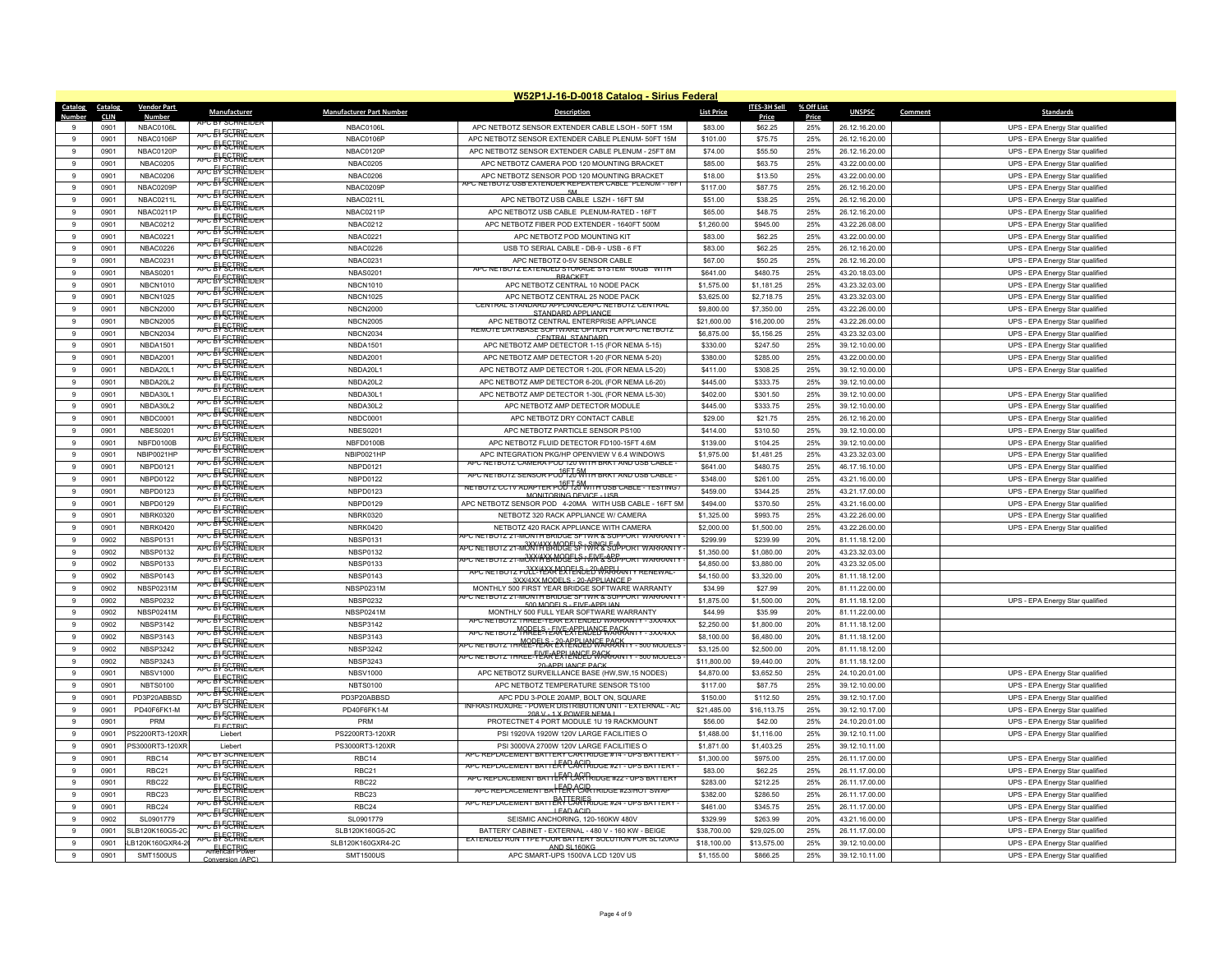# W52P1J-16-D-0018 Catalog - Sirius Federal

| Catalog Number | Catalog CLIN | Vendor Part Number | Manufacturer | Manufacturer Part Number | Description | List Price | ITES-3H Sell Price | % Off List Price | UNSPSC | Comment | Standards |
|---|---|---|---|---|---|---|---|---|---|---|---|
| 9 | 0901 | NBAC0106L | APC BY SCHNEIDER ELECTRIC | NBAC0106L | APC NETBOTZ SENSOR EXTENDER CABLE LSOH - 50FT 15M | $83.00 | $62.25 | 25% | 26.12.16.20.00 | | UPS - EPA Energy Star qualified |
| 9 | 0901 | NBAC0106P | APC BY SCHNEIDER ELECTRIC | NBAC0106P | APC NETBOTZ SENSOR EXTENDER CABLE PLENUM- 50FT 15M | $101.00 | $75.75 | 25% | 26.12.16.20.00 | | UPS - EPA Energy Star qualified |
| 9 | 0901 | NBAC0120P | APC BY SCHNEIDER ELECTRIC | NBAC0120P | APC NETBOTZ SENSOR EXTENDER CABLE PLENUM - 25FT 8M | $74.00 | $55.50 | 25% | 26.12.16.20.00 | | UPS - EPA Energy Star qualified |
| 9 | 0901 | NBAC0205 | APC BY SCHNEIDER ELECTRIC | NBAC0205 | APC NETBOTZ CAMERA POD 120 MOUNTING BRACKET | $85.00 | $63.75 | 25% | 43.22.00.00.00 | | UPS - EPA Energy Star qualified |
| 9 | 0901 | NBAC0206 | APC BY SCHNEIDER ELECTRIC | NBAC0206 | APC NETBOTZ SENSOR POD 120 MOUNTING BRACKET | $18.00 | $13.50 | 25% | 43.22.00.00.00 | | UPS - EPA Energy Star qualified |
| 9 | 0901 | NBAC0209P | APC BY SCHNEIDER ELECTRIC | NBAC0209P | APC NETBOTZ USB EXTENDER REPEATER CABLE PLENUM - 16FT 5M | $117.00 | $87.75 | 25% | 26.12.16.20.00 | | UPS - EPA Energy Star qualified |
| 9 | 0901 | NBAC0211L | APC BY SCHNEIDER ELECTRIC | NBAC0211L | APC NETBOTZ USB CABLE LSZH - 16FT 5M | $51.00 | $38.25 | 25% | 26.12.16.20.00 | | UPS - EPA Energy Star qualified |
| 9 | 0901 | NBAC0211P | APC BY SCHNEIDER ELECTRIC | NBAC0211P | APC NETBOTZ USB CABLE PLENUM-RATED - 16FT | $65.00 | $48.75 | 25% | 26.12.16.20.00 | | UPS - EPA Energy Star qualified |
| 9 | 0901 | NBAC0212 | APC BY SCHNEIDER ELECTRIC | NBAC0212 | APC NETBOTZ FIBER POD EXTENDER - 1640FT 500M | $1,260.00 | $945.00 | 25% | 43.22.26.08.00 | | UPS - EPA Energy Star qualified |
| 9 | 0901 | NBAC0221 | APC BY SCHNEIDER ELECTRIC | NBAC0221 | APC NETBOTZ POD MOUNTING KIT | $83.00 | $62.25 | 25% | 43.22.00.00.00 | | UPS - EPA Energy Star qualified |
| 9 | 0901 | NBAC0226 | APC BY SCHNEIDER ELECTRIC | NBAC0226 | USB TO SERIAL CABLE - DB-9 - USB - 6 FT | $83.00 | $62.25 | 25% | 26.12.16.20.00 | | UPS - EPA Energy Star qualified |
| 9 | 0901 | NBAC0231 | APC BY SCHNEIDER ELECTRIC | NBAC0231 | APC NETBOTZ 0-5V SENSOR CABLE | $67.00 | $50.25 | 25% | 26.12.16.20.00 | | UPS - EPA Energy Star qualified |
| 9 | 0901 | NBAS0201 | APC BY SCHNEIDER ELECTRIC | NBAS0201 | APC NETBOTZ EXTENDED STORAGE SYSTEM 60GB WITH BRACKET | $641.00 | $480.75 | 25% | 43.20.18.03.00 | | UPS - EPA Energy Star qualified |
| 9 | 0901 | NBCN1010 | APC BY SCHNEIDER ELECTRIC | NBCN1010 | APC NETBOTZ CENTRAL 10 NODE PACK | $1,575.00 | $1,181.25 | 25% | 43.23.32.03.00 | | UPS - EPA Energy Star qualified |
| 9 | 0901 | NBCN1025 | APC BY SCHNEIDER ELECTRIC | NBCN1025 | APC NETBOTZ CENTRAL 25 NODE PACK | $3,625.00 | $2,718.75 | 25% | 43.23.32.03.00 | | UPS - EPA Energy Star qualified |
| 9 | 0901 | NBCN2000 | APC BY SCHNEIDER ELECTRIC | NBCN2000 | CENTRAL STANDARD APPLIANCEAPC NETBOTZ CENTRAL STANDARD APPLIANCE | $9,800.00 | $7,350.00 | 25% | 43.22.26.00.00 | | UPS - EPA Energy Star qualified |
| 9 | 0901 | NBCN2005 | APC BY SCHNEIDER ELECTRIC | NBCN2005 | APC NETBOTZ CENTRAL ENTERPRISE APPLIANCE | $21,600.00 | $16,200.00 | 25% | 43.22.26.00.00 | | UPS - EPA Energy Star qualified |
| 9 | 0901 | NBCN2034 | APC BY SCHNEIDER ELECTRIC | NBCN2034 | REMOTE DATABASE SOFTWARE OPTION FOR APC NETBOTZ CENTRAL STANDARD | $6,875.00 | $5,156.25 | 25% | 43.23.32.03.00 | | UPS - EPA Energy Star qualified |
| 9 | 0901 | NBDA1501 | APC BY SCHNEIDER ELECTRIC | NBDA1501 | APC NETBOTZ AMP DETECTOR 1-15 (FOR NEMA 5-15) | $330.00 | $247.50 | 25% | 39.12.10.00.00 | | UPS - EPA Energy Star qualified |
| 9 | 0901 | NBDA2001 | APC BY SCHNEIDER ELECTRIC | NBDA2001 | APC NETBOTZ AMP DETECTOR 1-20 (FOR NEMA 5-20) | $380.00 | $285.00 | 25% | 43.22.00.00.00 | | UPS - EPA Energy Star qualified |
| 9 | 0901 | NBDA20L1 | APC BY SCHNEIDER ELECTRIC | NBDA20L1 | APC NETBOTZ AMP DETECTOR 1-20L (FOR NEMA L5-20) | $411.00 | $308.25 | 25% | 39.12.10.00.00 | | UPS - EPA Energy Star qualified |
| 9 | 0901 | NBDA20L2 | APC BY SCHNEIDER ELECTRIC | NBDA20L2 | APC NETBOTZ AMP DETECTOR 6-20L (FOR NEMA L6-20) | $445.00 | $333.75 | 25% | 39.12.10.00.00 | | |
| 9 | 0901 | NBDA30L1 | APC BY SCHNEIDER ELECTRIC | NBDA30L1 | APC NETBOTZ AMP DETECTOR 1-30L (FOR NEMA L5-30) | $402.00 | $301.50 | 25% | 39.12.10.00.00 | | UPS - EPA Energy Star qualified |
| 9 | 0901 | NBDA30L2 | APC BY SCHNEIDER ELECTRIC | NBDA30L2 | APC NETBOTZ AMP DETECTOR MODULE | $445.00 | $333.75 | 25% | 39.12.10.00.00 | | UPS - EPA Energy Star qualified |
| 9 | 0901 | NBDC0001 | APC BY SCHNEIDER ELECTRIC | NBDC0001 | APC NETBOTZ DRY CONTACT CABLE | $29.00 | $21.75 | 25% | 26.12.16.20.00 | | UPS - EPA Energy Star qualified |
| 9 | 0901 | NBES0201 | APC BY SCHNEIDER ELECTRIC | NBES0201 | APC NETBOTZ PARTICLE SENSOR PS100 | $414.00 | $310.50 | 25% | 39.12.10.00.00 | | UPS - EPA Energy Star qualified |
| 9 | 0901 | NBFD0100B | APC BY SCHNEIDER ELECTRIC | NBFD0100B | APC NETBOTZ FLUID DETECTOR FD100-15FT 4.6M | $139.00 | $104.25 | 25% | 39.12.10.00.00 | | UPS - EPA Energy Star qualified |
| 9 | 0901 | NBIP0021HP | APC BY SCHNEIDER ELECTRIC | NBIP0021HP | APC INTEGRATION PKG/HP OPENVIEW V 6.4 WINDOWS | $1,975.00 | $1,481.25 | 25% | 43.23.32.03.00 | | UPS - EPA Energy Star qualified |
| 9 | 0901 | NBPD0121 | APC BY SCHNEIDER ELECTRIC | NBPD0121 | APC NETBOTZ CAMERA POD 120 WITH BRKT AND USB CABLE - 16FT 5M | $641.00 | $480.75 | 25% | 46.17.16.10.00 | | UPS - EPA Energy Star qualified |
| 9 | 0901 | NBPD0122 | APC BY SCHNEIDER ELECTRIC | NBPD0122 | APC NETBOTZ SENSOR POD 120 WITH BRKT AND USB CABLE - 16FT 5M | $348.00 | $261.00 | 25% | 43.21.16.00.00 | | UPS - EPA Energy Star qualified |
| 9 | 0901 | NBPD0123 | APC BY SCHNEIDER ELECTRIC | NBPD0123 | NETBOTZ CCTV ADAPTER POD 120 WITH USB CABLE - TESTING / MONITORING DEVICE - USB | $459.00 | $344.25 | 25% | 43.21.17.00.00 | | UPS - EPA Energy Star qualified |
| 9 | 0901 | NBPD0129 | APC BY SCHNEIDER ELECTRIC | NBPD0129 | APC NETBOTZ SENSOR POD 4-20MA WITH USB CABLE - 16FT 5M | $494.00 | $370.50 | 25% | 43.21.16.00.00 | | UPS - EPA Energy Star qualified |
| 9 | 0901 | NBRK0320 | APC BY SCHNEIDER ELECTRIC | NBRK0320 | NETBOTZ 320 RACK APPLIANCE W/ CAMERA | $1,325.00 | $993.75 | 25% | 43.22.26.00.00 | | UPS - EPA Energy Star qualified |
| 9 | 0901 | NBRK0420 | APC BY SCHNEIDER ELECTRIC | NBRK0420 | NETBOTZ 420 RACK APPLIANCE WITH CAMERA | $2,000.00 | $1,500.00 | 25% | 43.22.26.00.00 | | UPS - EPA Energy Star qualified |
| 9 | 0902 | NBSP0131 | APC BY SCHNEIDER ELECTRIC | NBSP0131 | APC NETBOTZ 21-MONTH BRIDGE SFTWR & SUPPORT WARRANTY - 3XX/4XX MODELS - SINGLE A | $299.99 | $239.99 | 20% | 81.11.18.12.00 | | |
| 9 | 0902 | NBSP0132 | APC BY SCHNEIDER ELECTRIC | NBSP0132 | APC NETBOTZ 21-MONTH BRIDGE SFTWR & SUPPORT WARRANTY - 3XX/4XX MODELS - FIVE-APP | $1,350.00 | $1,080.00 | 20% | 43.23.32.03.00 | | |
| 9 | 0902 | NBSP0133 | APC BY SCHNEIDER ELECTRIC | NBSP0133 | APC NETBOTZ 21-MONTH BRIDGE SFTWR & SUPPORT WARRANTY - 3XX/4XX MODELS - 20-APPLI | $4,850.00 | $3,880.00 | 20% | 43.23.32.05.00 | | |
| 9 | 0902 | NBSP0143 | APC BY SCHNEIDER ELECTRIC | NBSP0143 | APC NETBOTZ FULL-YEAR EXTENDED WARRANTY RENEWAL- 3XX/4XX MODELS - 20-APPLIANCE P | $4,150.00 | $3,320.00 | 20% | 81.11.18.12.00 | | |
| 9 | 0902 | NBSP0231M | APC BY SCHNEIDER ELECTRIC | NBSP0231M | MONTHLY 500 FIRST YEAR BRIDGE SOFTWARE WARRANTY | $34.99 | $27.99 | 20% | 81.11.22.00.00 | | |
| 9 | 0902 | NBSP0232 | APC BY SCHNEIDER ELECTRIC | NBSP0232 | APC NETBOTZ 21-MONTH BRIDGE SFTWR & SUPPORT WARRANTY - 500 MODELS - FIVE-APPLIAN | $1,875.00 | $1,500.00 | 20% | 81.11.18.12.00 | | UPS - EPA Energy Star qualified |
| 9 | 0902 | NBSP0241M | APC BY SCHNEIDER ELECTRIC | NBSP0241M | MONTHLY 500 FULL YEAR SOFTWARE WARRANTY | $44.99 | $35.99 | 20% | 81.11.22.00.00 | | |
| 9 | 0902 | NBSP3142 | APC BY SCHNEIDER ELECTRIC | NBSP3142 | APC NETBOTZ THREE-YEAR EXTENDED WARRANTY - 3XX/4XX MODELS - FIVE-APPLIANCE PACK | $2,250.00 | $1,800.00 | 20% | 81.11.18.12.00 | | |
| 9 | 0902 | NBSP3143 | APC BY SCHNEIDER ELECTRIC | NBSP3143 | APC NETBOTZ THREE-YEAR EXTENDED WARRANTY - 3XX/4XX MODELS - 20-APPLIANCE PACK | $8,100.00 | $6,480.00 | 20% | 81.11.18.12.00 | | |
| 9 | 0902 | NBSP3242 | APC BY SCHNEIDER ELECTRIC | NBSP3242 | APC NETBOTZ THREE-YEAR EXTENDED WARRANTY - 500 MODELS - FIVE-APPLIANCE PACK | $3,125.00 | $2,500.00 | 20% | 81.11.18.12.00 | | |
| 9 | 0902 | NBSP3243 | APC BY SCHNEIDER ELECTRIC | NBSP3243 | APC NETBOTZ THREE-YEAR EXTENDED WARRANTY - 500 MODELS - 20-APPLIANCE PACK | $11,800.00 | $9,440.00 | 20% | 81.11.18.12.00 | | |
| 9 | 0901 | NBSV1000 | APC BY SCHNEIDER ELECTRIC | NBSV1000 | APC NETBOTZ SURVEILLANCE BASE (HW,SW,15 NODES) | $4,870.00 | $3,652.50 | 25% | 24.10.20.01.00 | | UPS - EPA Energy Star qualified |
| 9 | 0901 | NBTS0100 | APC BY SCHNEIDER ELECTRIC | NBTS0100 | APC NETBOTZ TEMPERATURE SENSOR TS100 | $117.00 | $87.75 | 25% | 39.12.10.00.00 | | UPS - EPA Energy Star qualified |
| 9 | 0901 | PD3P20ABBSD | APC BY SCHNEIDER ELECTRIC | PD3P20ABBSD | APC PDU 3-POLE 20AMP, BOLT ON, SQUARE | $150.00 | $112.50 | 25% | 39.12.10.17.00 | | UPS - EPA Energy Star qualified |
| 9 | 0901 | PD40F6FK1-M | APC BY SCHNEIDER ELECTRIC | PD40F6FK1-M | INFRASTRUXURE - POWER DISTRIBUTION UNIT - EXTERNAL - AC 208 V - 1 X POWER NEMA L | $21,485.00 | $16,113.75 | 25% | 39.12.10.17.00 | | UPS - EPA Energy Star qualified |
| 9 | 0901 | PRM | APC BY SCHNEIDER ELECTRIC | PRM | PROTECTNET 4 PORT MODULE 1U 19 RACKMOUNT | $56.00 | $42.00 | 25% | 24.10.20.01.00 | | UPS - EPA Energy Star qualified |
| 9 | 0901 | PS2200RT3-120XR | Liebert | PS2200RT3-120XR | PSI 1920VA 1920W 120V LARGE FACILITIES O | $1,488.00 | $1,116.00 | 25% | 39.12.10.11.00 | | UPS - EPA Energy Star qualified |
| 9 | 0901 | PS3000RT3-120XR | Liebert | PS3000RT3-120XR | PSI 3000VA 2700W 120V LARGE FACILITIES O | $1,871.00 | $1,403.25 | 25% | 39.12.10.11.00 | | UPS - EPA Energy Star qualified |
| 9 | 0901 | RBC14 | APC BY SCHNEIDER ELECTRIC | RBC14 | APC REPLACEMENT BATTERY CARTRIDGE #14 - UPS BATTERY - LEAD ACID | $1,300.00 | $975.00 | 25% | 26.11.17.00.00 | | UPS - EPA Energy Star qualified |
| 9 | 0901 | RBC21 | APC BY SCHNEIDER ELECTRIC | RBC21 | APC REPLACEMENT BATTERY CARTRIDGE #21 - UPS BATTERY - LEAD ACID | $83.00 | $62.25 | 25% | 26.11.17.00.00 | | UPS - EPA Energy Star qualified |
| 9 | 0901 | RBC22 | APC BY SCHNEIDER ELECTRIC | RBC22 | APC REPLACEMENT BATTERY CARTRIDGE #22 - UPS BATTERY LEAD ACID | $283.00 | $212.25 | 25% | 26.11.17.00.00 | | UPS - EPA Energy Star qualified |
| 9 | 0901 | RBC23 | APC BY SCHNEIDER ELECTRIC | RBC23 | APC REPLACEMENT BATTERY CARTRIDGE #23/HOT SWAP BATTERIES | $382.00 | $286.50 | 25% | 26.11.17.00.00 | | UPS - EPA Energy Star qualified |
| 9 | 0901 | RBC24 | APC BY SCHNEIDER ELECTRIC | RBC24 | APC REPLACEMENT BATTERY CARTRIDGE #24 - UPS BATTERY - LEAD ACID | $461.00 | $345.75 | 25% | 26.11.17.00.00 | | UPS - EPA Energy Star qualified |
| 9 | 0902 | SL0901779 | APC BY SCHNEIDER ELECTRIC | SL0901779 | SEISMIC ANCHORING, 120-160KW 480V | $329.99 | $263.99 | 20% | 43.21.16.00.00 | | UPS - EPA Energy Star qualified |
| 9 | 0901 | SLB120K160G5-2C | APC BY SCHNEIDER ELECTRIC | SLB120K160G5-2C | BATTERY CABINET - EXTERNAL - 480 V - 160 KW - BEIGE | $38,700.00 | $29,025.00 | 25% | 26.11.17.00.00 | | UPS - EPA Energy Star qualified |
| 9 | 0901 | SLB120K160GXR4-2C | APC BY SCHNEIDER ELECTRIC | SLB120K160GXR4-2C | EXTENDED RUN TYPE FOUR BATTERY SOLUTION FOR SL120KG AND SL160KG | $18,100.00 | $13,575.00 | 25% | 39.12.10.00.00 | | UPS - EPA Energy Star qualified |
| 9 | 0901 | SMT1500US | American Power Conversion (APC) | SMT1500US | APC SMART-UPS 1500VA LCD 120V US | $1,155.00 | $866.25 | 25% | 39.12.10.11.00 | | UPS - EPA Energy Star qualified |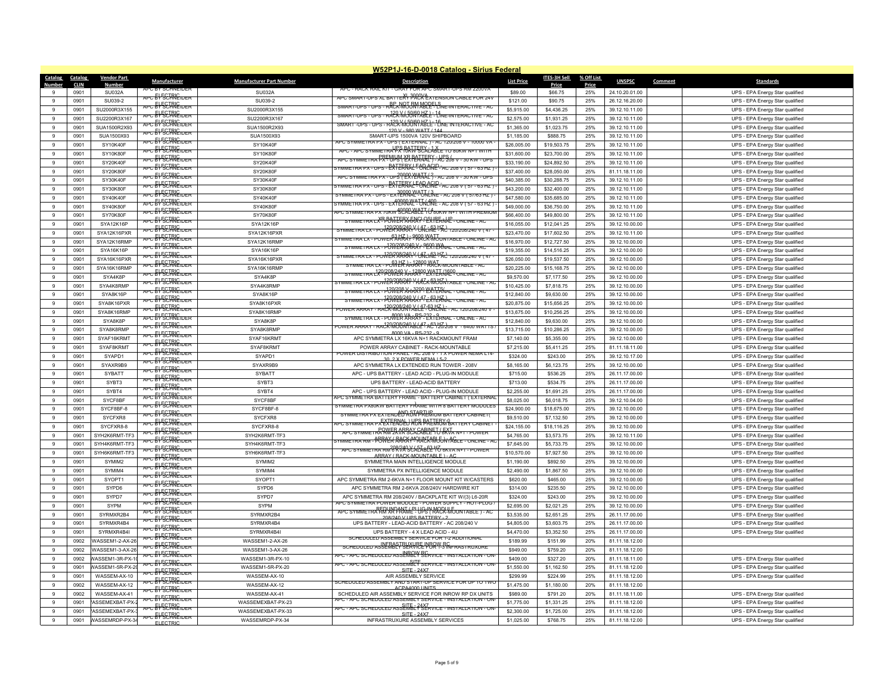# W52P1J-16-D-0018 Catalog - Sirius Federal

| Catalog Number | Catalog CLIN | Vendor Part Number | Manufacturer | Manufacturer Part Number | Description | List Price | ITES-3H Sell Price | % Off List Price | UNSPSC | Comment | Standards |
|---|---|---|---|---|---|---|---|---|---|---|---|
| 9 | 0901 | SU032A | APC BY SCHNEIDER ELECTRIC | SU032A | APC - RACK RAIL KIT - GRAY FOR APC SMART-UPS RM 2200VA XL 3000VA | $89.00 | $66.75 | 25% | 24.10.20.01.00 | | UPS - EPA Energy Star qualified |
| 9 | 0901 | SU039-2 | APC BY SCHNEIDER ELECTRIC | SU039-2 | APC SMART-UPS XL BATTERY PACK EXTENSION CABLE FOR 24V BP, NOT RM MODELS | $121.00 | $90.75 | 25% | 26.12.16.20.00 | | UPS - EPA Energy Star qualified |
| 9 | 0901 | SU2000R3X155 | APC BY SCHNEIDER ELECTRIC | SU2000R3X155 | SMART-UPS - UPS - RACK-MOUNTABLE - LINE-INTERACTIVE - AC 120 V ( 50/60 HZ ) - 14 | $5,915.00 | $4,436.25 | 25% | 39.12.10.11.00 | | UPS - EPA Energy Star qualified |
| 9 | 0901 | SU2200R3X167 | APC BY SCHNEIDER ELECTRIC | SU2200R3X167 | SMART-UPS - UPS - RACK-MOUNTABLE - LINE-INTERACTIVE - AC 120 V ( 50/60 HZ ) - 16 | $2,575.00 | $1,931.25 | 25% | 39.12.10.11.00 | | UPS - EPA Energy Star qualified |
| 9 | 0901 | SUA1500R2X93 | APC BY SCHNEIDER ELECTRIC | SUA1500R2X93 | SMART -UPS - UPS - RACK-MOUNTABLE - LINE INTERACTIVE - AC 120 V - 980 WATT / 144 | $1,365.00 | $1,023.75 | 25% | 39.12.10.11.00 | | UPS - EPA Energy Star qualified |
| 9 | 0901 | SUA1500X93 | APC BY SCHNEIDER ELECTRIC | SUA1500X93 | SMART-UPS 1500VA 120V SHIPBOARD | $1,185.00 | $888.75 | 25% | 39.12.10.11.00 | | UPS - EPA Energy Star qualified |
| 9 | 0901 | SY10K40F | APC BY SCHNEIDER ELECTRIC | SY10K40F | APC SYMMETRA PX - UPS ( EXTERNAL ) - AC 120/208 V - 10000 VA - UPS BATTERY - 1 X | $26,005.00 | $19,503.75 | 25% | 39.12.10.11.00 | | UPS - EPA Energy Star qualified |
| 9 | 0901 | SY10K80F | APC BY SCHNEIDER ELECTRIC | SY10K80F | APC - APC SYMMETRA PX 10KW SCALABLE TO 80KW N+1 WITH PREMIUM XR BATTERY - UPS ( | $31,600.00 | $23,700.00 | 25% | 39.12.10.11.00 | | UPS - EPA Energy Star qualified |
| 9 | 0901 | SY20K40F | APC BY SCHNEIDER ELECTRIC | SY20K40F | APC SYMMETRA PX - UPS ( EXTERNAL ) - AC 208 V - 30 KW - UPS BATTERY LEAD ACID - | $33,190.00 | $24,892.50 | 25% | 39.12.10.11.00 | | UPS - EPA Energy Star qualified |
| 9 | 0901 | SY20K80F | APC BY SCHNEIDER ELECTRIC | SY20K80F | SYMMETRA PX - UPS - EXTERNAL - ONLINE - AC 208 V ( 57 - 63 HZ ) - 20000 WATT / 2 | $37,400.00 | $28,050.00 | 25% | 81.11.18.11.00 | | UPS - EPA Energy Star qualified |
| 9 | 0901 | SY30K40F | APC BY SCHNEIDER ELECTRIC | SY30K40F | APC SYMMETRA PX - UPS ( EXTERNAL ) - AC 208 V - 30 KW - UPS BATTERY LEAD ACID - | $40,385.00 | $30,288.75 | 25% | 39.12.10.11.00 | | UPS - EPA Energy Star qualified |
| 9 | 0901 | SY30K80F | APC BY SCHNEIDER ELECTRIC | SY30K80F | SYMMETRA PX - UPS - EXTERNAL - ONLINE - AC 208 V ( 57 - 63 HZ ) - 30000 WATT / 3 | $43,200.00 | $32,400.00 | 25% | 39.12.10.11.00 | | UPS - EPA Energy Star qualified |
| 9 | 0901 | SY40K40F | APC BY SCHNEIDER ELECTRIC | SY40K40F | SYMMETRA PX - UPS - EXTERNAL - ONLINE - AC 208 V ( 57/63 HZ ) - 40000 WATT / 400 | $47,580.00 | $35,685.00 | 25% | 39.12.10.11.00 | | UPS - EPA Energy Star qualified |
| 9 | 0901 | SY40K80F | APC BY SCHNEIDER ELECTRIC | SY40K80F | SYMMETRA PX - UPS - EXTERNAL - ONLINE - AC 208 V ( 57 - 63 HZ ) - 40000 WATT / 4 | $49,000.00 | $36,750.00 | 25% | 39.12.10.11.00 | | UPS - EPA Energy Star qualified |
| 9 | 0901 | SY70K80F | APC BY SCHNEIDER ELECTRIC | SY70K80F | APC SYMMETRA PX 70KW SCALABLE TO 80KW N+1 WITH PREMIUM XR BATTERY ENCLOSURE - UP | $66,400.00 | $49,800.00 | 25% | 39.12.10.11.00 | | UPS - EPA Energy Star qualified |
| 9 | 0901 | SYA12K16P | APC BY SCHNEIDER ELECTRIC | SYA12K16P | SYMMETRA LX - POWER ARRAY - EXTERNAL - ONLINE - AC 120/208/240 V ( 47 - 63 HZ ) | $16,055.00 | $12,041.25 | 25% | 39.12.10.00.00 | | UPS - EPA Energy Star qualified |
| 9 | 0901 | SYA12K16PXR | APC BY SCHNEIDER ELECTRIC | SYA12K16PXR | SYMMETRA LX - POWER ARRAY - ONLINE - AC 120/208/240 V ( 47 - 63 HZ ) - 9600 WATT | $23,470.00 | $17,602.50 | 25% | 39.12.10.11.00 | | UPS - EPA Energy Star qualified |
| 9 | 0901 | SYA12K16RMP | APC BY SCHNEIDER ELECTRIC | SYA12K16RMP | SYMMETRA LX - POWER ARRAY - RACK-MOUNTABLE - ONLINE - AC 120/208/240 V - 9600 WA | $16,970.00 | $12,727.50 | 25% | 39.12.10.00.00 | | UPS - EPA Energy Star qualified |
| 9 | 0901 | SYA16K16P | APC BY SCHNEIDER ELECTRIC | SYA16K16P | SYMMETRA LX - POWER ARRAY - EXTERNAL - ONLINE - AC 120/208/240 V ( 47 - 63 HZ ) | $19,355.00 | $14,516.25 | 25% | 39.12.10.00.00 | | UPS - EPA Energy Star qualified |
| 9 | 0901 | SYA16K16PXR | APC BY SCHNEIDER ELECTRIC | SYA16K16PXR | SYMMETRA LX - POWER ARRAY - ONLINE - AC 120/208/240 V ( 47 - 63 HZ ) - 12800 WAT | $26,050.00 | $19,537.50 | 25% | 39.12.10.00.00 | | UPS - EPA Energy Star qualified |
| 9 | 0901 | SYA16K16RMP | APC BY SCHNEIDER ELECTRIC | SYA16K16RMP | SYMMETRA LX - POWER ARRAY - RACK-MOUNTABLE - ONLINE - AC 120/208/240 V - 12800 WATT /1600 | $20,225.00 | $15,168.75 | 25% | 39.12.10.00.00 | | UPS - EPA Energy Star qualified |
| 9 | 0901 | SYA4K8P | APC BY SCHNEIDER ELECTRIC | SYA4K8P | SYMMETRA LX - POWER ARRAY - EXTERNAL - ONLINE - AC 120/208/240 V ( 47 - 63 HZ ) | $9,570.00 | $7,177.50 | 25% | 39.12.10.00.00 | | UPS - EPA Energy Star qualified |
| 9 | 0901 | SYA4K8RMP | APC BY SCHNEIDER ELECTRIC | SYA4K8RMP | SYMMETRA LX - POWER ARRAY - RACK-MOUNTABLE - ONLINE - AC 120/208 V - 3200 WATTS/ | $10,425.00 | $7,818.75 | 25% | 39.12.10.00.00 | | UPS - EPA Energy Star qualified |
| 9 | 0901 | SYA8K16P | APC BY SCHNEIDER ELECTRIC | SYA8K16P | SYMMETRA LX - POWER ARRAY - EXTERNAL - ONLINE - AC 120/208/240 V ( 47 - 63 HZ ) | $12,840.00 | $9,630.00 | 25% | 39.12.10.00.00 | | UPS - EPA Energy Star qualified |
| 9 | 0901 | SYA8K16PXR | APC BY SCHNEIDER ELECTRIC | SYA8K16PXR | SYMMETRA LX - POWER ARRAY - EXTERNAL - ONLINE - AC 120/208/240 V ( 47-63 HZ ) - | $20,875.00 | $15,656.25 | 25% | 39.12.10.00.00 | | UPS - EPA Energy Star qualified |
| 9 | 0901 | SYA8K16RMP | APC BY SCHNEIDER ELECTRIC | SYA8K16RMP | POWER ARRAY - RACK-MOUNTABLE - ONLINE - AC 120/208/240 V - 8000 VA - RS-232 - 9 | $13,675.00 | $10,256.25 | 25% | 39.12.10.00.00 | | UPS - EPA Energy Star qualified |
| 9 | 0901 | SYA8K8P | APC BY SCHNEIDER ELECTRIC | SYA8K8P | SYMMETRA LX - POWER ARRAY - EXTERNAL - ONLINE - AC 120/208/240 V ( 47 - 63 HZ ) | $12,840.00 | $9,630.00 | 25% | 39.12.10.00.00 | | UPS - EPA Energy Star qualified |
| 9 | 0901 | SYA8K8RMP | APC BY SCHNEIDER ELECTRIC | SYA8K8RMP | POWER ARRAY - RACK-MOUNTABLE - AC 120/208 V - 6400 WATTS / 8000 VA - RS-232 - 3 | $13,715.00 | $10,286.25 | 25% | 39.12.10.00.00 | | UPS - EPA Energy Star qualified |
| 9 | 0901 | SYAF16KRMT | APC BY SCHNEIDER ELECTRIC | SYAF16KRMT | APC SYMMETRA LX 16KVA N+1 RACKMOUNT FRAM | $7,140.00 | $5,355.00 | 25% | 39.12.10.00.00 | | UPS - EPA Energy Star qualified |
| 9 | 0901 | SYAF8KRMT | APC BY SCHNEIDER ELECTRIC | SYAF8KRMT | POWER ARRAY CABINET - RACK-MOUNTABLE | $7,215.00 | $5,411.25 | 25% | 81.11.18.11.00 | | UPS - EPA Energy Star qualified |
| 9 | 0901 | SYAPD1 | APC BY SCHNEIDER ELECTRIC | SYAPD1 | POWER DISTRIBUTION PANEL - AC 208 V - 1 X POWER NEMA L14-30, 2 X POWER NEMA L5-2 | $324.00 | $243.00 | 25% | 39.12.10.17.00 | | UPS - EPA Energy Star qualified |
| 9 | 0901 | SYAXR9B9 | APC BY SCHNEIDER ELECTRIC | SYAXR9B9 | APC SYMMETRA LX EXTENDED RUN TOWER - 208V | $8,165.00 | $6,123.75 | 25% | 39.12.10.00.00 | | UPS - EPA Energy Star qualified |
| 9 | 0901 | SYBATT | APC BY SCHNEIDER ELECTRIC | SYBATT | APC - UPS BATTERY - LEAD ACID - PLUG-IN MODULE | $715.00 | $536.25 | 25% | 26.11.17.00.00 | | UPS - EPA Energy Star qualified |
| 9 | 0901 | SYBT3 | APC BY SCHNEIDER ELECTRIC | SYBT3 | UPS BATTERY - LEAD-ACID BATTERY | $713.00 | $534.75 | 25% | 26.11.17.00.00 | | UPS - EPA Energy Star qualified |
| 9 | 0901 | SYBT4 | APC BY SCHNEIDER ELECTRIC | SYBT4 | APC - UPS BATTERY - LEAD ACID - PLUG-IN MODULE | $2,255.00 | $1,691.25 | 25% | 26.11.17.00.00 | | UPS - EPA Energy Star qualified |
| 9 | 0901 | SYCF8BF | APC BY SCHNEIDER ELECTRIC | SYCF8BF | APC SYMMETRA BATTERY FRAME - BATTERY CABINET ( EXTERNAL ) | $8,025.00 | $6,018.75 | 25% | 39.12.10.04.00 | | UPS - EPA Energy Star qualified |
| 9 | 0901 | SYCF8BF-8 | APC BY SCHNEIDER ELECTRIC | SYCF8BF-8 | SYMMETRA PX80KW BATTERY FRAME WITH 8 BATTERY MODULES AND STARTUP | $24,900.00 | $18,675.00 | 25% | 39.12.10.00.00 | | UPS - EPA Energy Star qualified |
| 9 | 0901 | SYCFXR8 | APC BY SCHNEIDER ELECTRIC | SYCFXR8 | SYMMETRA PX EXTENDED RUN PREMIUM BATTERY CABINET( EXTERNAL ) UPS BATTERY-0 | $9,510.00 | $7,132.50 | 25% | 39.12.10.00.00 | | UPS - EPA Energy Star qualified |
| 9 | 0901 | SYCFXR8-8 | APC BY SCHNEIDER ELECTRIC | SYCFXR8-8 | APC SYMMETRA PX EXTENDED RUN PREMIUM BATTERY CABINET - POWER ARRAY CABINET ( EXT | $24,155.00 | $18,116.25 | 25% | 39.12.10.00.00 | | UPS - EPA Energy Star qualified |
| 9 | 0901 | SYH2K6RMT-TF3 | APC BY SCHNEIDER ELECTRIC | SYH2K6RMT-TF3 | APC SYMMETRA RM 2KVA SCALABLE TO 6KVA N+1 - POWER ARRAY ( RACK-MOUNTABLE ) - AC | $4,765.00 | $3,573.75 | 25% | 39.12.10.11.00 | | UPS - EPA Energy Star qualified |
| 9 | 0901 | SYH4K6RMT-TF3 | APC BY SCHNEIDER ELECTRIC | SYH4K6RMT-TF3 | SYMMETRA RM - POWER ARRAY - RACK-MOUNTABLE - ONLINE - AC 208/240 V ( 57 - 63 HZ | $7,645.00 | $5,733.75 | 25% | 39.12.10.00.00 | | UPS - EPA Energy Star qualified |
| 9 | 0901 | SYH6K6RMT-TF3 | APC BY SCHNEIDER ELECTRIC | SYH6K6RMT-TF3 | APC SYMMETRA RM 6KVA SCALABLE TO 6KVA N+1 - POWER ARRAY ( RACK-MOUNTABLE ) - AC | $10,570.00 | $7,927.50 | 25% | 39.12.10.00.00 | | UPS - EPA Energy Star qualified |
| 9 | 0901 | SYMIM2 | APC BY SCHNEIDER ELECTRIC | SYMIM2 | SYMMETRA MAIN INTELLIGENCE MODULE | $1,190.00 | $892.50 | 25% | 39.12.10.00.00 | | UPS - EPA Energy Star qualified |
| 9 | 0901 | SYMIM4 | APC BY SCHNEIDER ELECTRIC | SYMIM4 | SYMMETRA PX INTELLIGENCE MODULE | $2,490.00 | $1,867.50 | 25% | 39.12.10.00.00 | | UPS - EPA Energy Star qualified |
| 9 | 0901 | SYOPT1 | APC BY SCHNEIDER ELECTRIC | SYOPT1 | APC SYMMETRA RM 2-6KVA N+1 FLOOR MOUNT KIT W/CASTERS | $620.00 | $465.00 | 25% | 39.12.10.00.00 | | UPS - EPA Energy Star qualified |
| 9 | 0901 | SYPD6 | APC BY SCHNEIDER ELECTRIC | SYPD6 | APC SYMMETRA RM 2-6KVA 208/240V HARDWIRE KIT | $314.00 | $235.50 | 25% | 39.12.10.00.00 | | UPS - EPA Energy Star qualified |
| 9 | 0901 | SYPD7 | APC BY SCHNEIDER ELECTRIC | SYPD7 | APC SYMMETRA RM 208/240V / BACKPLATE KIT W/(3) L6-20R | $324.00 | $243.00 | 25% | 39.12.10.00.00 | | UPS - EPA Energy Star qualified |
| 9 | 0901 | SYPM | APC BY SCHNEIDER ELECTRIC | SYPM | APC SYMMETRA POWER MODULE - POWER SUPPLY - HOT-PLUG / REDUNDANT ( PLUG-IN MODULE | $2,695.00 | $2,021.25 | 25% | 39.12.10.00.00 | | UPS - EPA Energy Star qualified |
| 9 | 0901 | SYRMXR2B4 | APC BY SCHNEIDER ELECTRIC | SYRMXR2B4 | APC SYMMETRA RM XR FRAME - UPS ( RACK-MOUNTABLE ) - AC 208/240 V UPS BATTERY - 2 | $3,535.00 | $2,651.25 | 25% | 26.11.17.00.00 | | UPS - EPA Energy Star qualified |
| 9 | 0901 | SYRMXR4B4 | APC BY SCHNEIDER ELECTRIC | SYRMXR4B4 | UPS BATTERY - LEAD-ACID BATTERY - AC 208/240 V | $4,805.00 | $3,603.75 | 25% | 26.11.17.00.00 | | UPS - EPA Energy Star qualified |
| 9 | 0901 | SYRMXR4B4I | APC BY SCHNEIDER ELECTRIC | SYRMXR4B4I | UPS BATTERY - 4 X LEAD ACID - 4U | $4,470.00 | $3,352.50 | 25% | 26.11.17.00.00 | | UPS - EPA Energy Star qualified |
| 9 | 0902 | WASSEM1-2-AX-26 | APC BY SCHNEIDER ELECTRIC | WASSEM1-2-AX-26 | SCHEDULED ASSEMBLY SERVICE FOR 1-2 ADDITIONAL INFRASTRUXURE INROW RC | $189.99 | $151.99 | 20% | 81.11.18.12.00 | | |
| 9 | 0902 | WASSEM1-3-AX-26 | APC BY SCHNEIDER ELECTRIC | WASSEM1-3-AX-26 | SCHEDULED ASSEMBLY SERVICE FOR 1-3 INFRASTRUXURE INROW RC | $949.00 | $759.20 | 20% | 81.11.18.12.00 | | |
| 9 | 0902 | WASSEM1-3R-PX-10 | APC BY SCHNEIDER ELECTRIC | WASSEM1-3R-PX-10 | APC - APC SCHEDULED ASSEMBLY SERVICE - INSTALLATION - ON-SITE | $409.00 | $327.20 | 20% | 81.11.18.11.00 | | UPS - EPA Energy Star qualified |
| 9 | 0901 | WASSEM1-5R-PX-20 | APC BY SCHNEIDER ELECTRIC | WASSEM1-5R-PX-20 | APC - APC SCHEDULED ASSEMBLY SERVICE - INSTALLATION - ON-SITE - 24X7 | $1,550.00 | $1,162.50 | 25% | 81.11.18.12.00 | | UPS - EPA Energy Star qualified |
| 9 | 0901 | WASSEM-AX-10 | APC BY SCHNEIDER ELECTRIC | WASSEM-AX-10 | AIR ASSEMBLY SERVICE | $299.99 | $224.99 | 25% | 81.11.18.12.00 | | UPS - EPA Energy Star qualified |
| 9 | 0902 | WASSEM-AX-12 | APC BY SCHNEIDER ELECTRIC | WASSEM-AX-12 | SCHEDULED ASSEMBLY AND START-UP SERVICE FOR UP TO TWO ACPA4000 UNITS | $1,475.00 | $1,180.00 | 20% | 81.11.18.12.00 | | |
| 9 | 0902 | WASSEM-AX-41 | APC BY SCHNEIDER ELECTRIC | WASSEM-AX-41 | SCHEDULED AIR ASSEMBLY SERVICE FOR INROW RP DX UNITS | $989.00 | $791.20 | 20% | 81.11.18.11.00 | | UPS - EPA Energy Star qualified |
| 9 | 0901 | WASSEMEXBAT-PX-23 | APC BY SCHNEIDER ELECTRIC | WASSEMEXBAT-PX-23 | APC - APC SCHEDULED ASSEMBLY SERVICE - INSTALLATION - ON-SITE - 24X7 | $1,775.00 | $1,331.25 | 25% | 81.11.18.12.00 | | UPS - EPA Energy Star qualified |
| 9 | 0901 | WASSEMEXBAT-PX-33 | APC BY SCHNEIDER ELECTRIC | WASSEMEXBAT-PX-33 | APC - APC SCHEDULED ASSEMBLY SERVICE - INSTALLATION - ON-SITE - 24X7 | $2,300.00 | $1,725.00 | 25% | 81.11.18.12.00 | | UPS - EPA Energy Star qualified |
| 9 | 0901 | WASSEMRDP-PX-34 | APC BY SCHNEIDER ELECTRIC | WASSEMRDP-PX-34 | INFRASTRUXURE ASSEMBLY SERVICES | $1,025.00 | $768.75 | 25% | 81.11.18.12.00 | | UPS - EPA Energy Star qualified |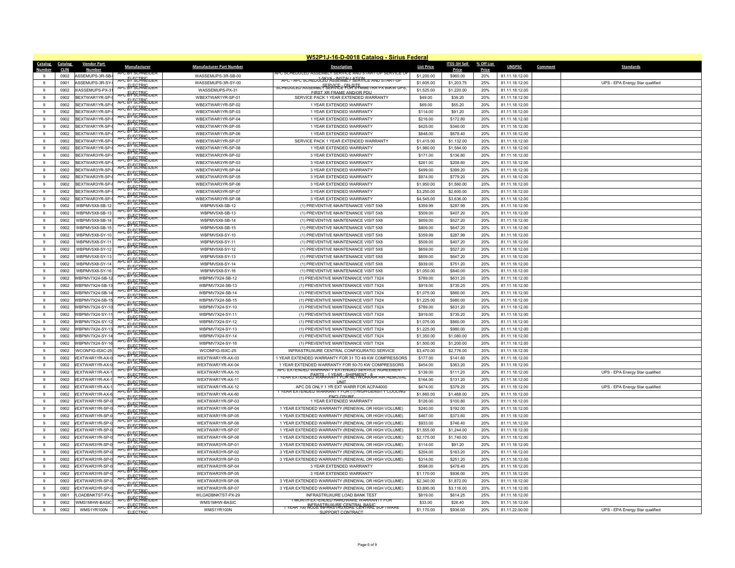## W52P1J-16-D-0018 Catalog - Sirius Federal

| Catalog Number | Catalog CLIN | Vendor Part Number | Manufacturer | Manufacturer Part Number | Description | List Price | ITES-3H Sell Price | % Off List Price | UNSPSC | Comment | Standards |
|---|---|---|---|---|---|---|---|---|---|---|---|
| 9 | 0902 | ASSEMUPS-3R-SB- | APC BY SCHNEIDER ELECTRIC | WASSEMUPS-3R-SB-00 | APC SCHEDULED ASSEMBLY SERVICE AND START-UP SERVICE OF 1-5KVA - INSTALLATION | $1,200.00 | $960.00 | 20% | 81.11.18.12.00 | | |
| 9 | 0901 | ASSEMUPS-3R-SY- | APC BY SCHNEIDER ELECTRIC | WASSEMUPS-3R-SY-00 | APC - APC SCHEDULED ASSEMBLY SERVICE AND START-UP SERVICE - ON-SITE | $1,605.00 | $1,203.75 | 25% | 81.11.18.12.00 | | UPS - EPA Energy Star qualified |
| 9 | 0902 | WASSEMUPS-PX-3 | APC BY SCHNEIDER ELECTRIC | WASSEMUPS-PX-31 | SCHEDULED ASSEMBLY SERVICE FOR SYMMETRA PX 80KW UPS, FIRST XR FRAME AND/OR PDU | $1,525.00 | $1,220.00 | 20% | 81.11.18.12.00 | | |
| 9 | 0902 | BEXTWAR1YR-SP- | APC BY SCHNEIDER ELECTRIC | WBEXTWAR1YR-SP-01 | SERVICE PACK 1 YEAR EXTENDED WARRANTY | $49.00 | $39.20 | 20% | 81.11.18.12.00 | | |
| 9 | 0902 | BEXTWAR1YR-SP- | APC BY SCHNEIDER ELECTRIC | WBEXTWAR1YR-SP-02 | 1 YEAR EXTENDED WARRANTY | $69.00 | $55.20 | 20% | 81.11.18.12.00 | | |
| 9 | 0902 | BEXTWAR1YR-SP- | APC BY SCHNEIDER ELECTRIC | WBEXTWAR1YR-SP-03 | 1 YEAR EXTENDED WARRANTY | $114.00 | $91.20 | 20% | 81.11.18.12.00 | | |
| 9 | 0902 | BEXTWAR1YR-SP- | APC BY SCHNEIDER ELECTRIC | WBEXTWAR1YR-SP-04 | 1 YEAR EXTENDED WARRANTY | $216.00 | $172.80 | 20% | 81.11.18.12.00 | | |
| 9 | 0902 | BEXTWAR1YR-SP- | APC BY SCHNEIDER ELECTRIC | WBEXTWAR1YR-SP-05 | 1 YEAR EXTENDED WARRANTY | $425.00 | $340.00 | 20% | 81.11.18.12.00 | | |
| 9 | 0902 | BEXTWAR1YR-SP- | APC BY SCHNEIDER ELECTRIC | WBEXTWAR1YR-SP-06 | 1 YEAR EXTENDED WARRANTY | $848.00 | $678.40 | 20% | 81.11.18.12.00 | | |
| 9 | 0902 | BEXTWAR1YR-SP- | APC BY SCHNEIDER ELECTRIC | WBEXTWAR1YR-SP-07 | SERVICE PACK 1 YEAR EXTENDED WARRANTY | $1,415.00 | $1,132.00 | 20% | 81.11.18.12.00 | | |
| 9 | 0902 | BEXTWAR1YR-SP- | APC BY SCHNEIDER ELECTRIC | WBEXTWAR1YR-SP-08 | 1 YEAR EXTENDED WARRANTY | $1,980.00 | $1,584.00 | 20% | 81.11.18.12.00 | | |
| 9 | 0902 | BEXTWAR3YR-SP- | APC BY SCHNEIDER ELECTRIC | WBEXTWAR3YR-SP-02 | 3 YEAR EXTENDED WARRANTY | $171.00 | $136.80 | 20% | 81.11.18.12.00 | | |
| 9 | 0902 | BEXTWAR3YR-SP- | APC BY SCHNEIDER ELECTRIC | WBEXTWAR3YR-SP-03 | 3 YEAR EXTENDED WARRANTY | $261.00 | $208.80 | 20% | 81.11.18.12.00 | | |
| 9 | 0902 | BEXTWAR3YR-SP- | APC BY SCHNEIDER ELECTRIC | WBEXTWAR3YR-SP-04 | 3 YEAR EXTENDED WARRANTY | $499.00 | $399.20 | 20% | 81.11.18.12.00 | | |
| 9 | 0902 | BEXTWAR3YR-SP- | APC BY SCHNEIDER ELECTRIC | WBEXTWAR3YR-SP-05 | 3 YEAR EXTENDED WARRANTY | $974.00 | $779.20 | 20% | 81.11.18.12.00 | | |
| 9 | 0902 | BEXTWAR3YR-SP- | APC BY SCHNEIDER ELECTRIC | WBEXTWAR3YR-SP-06 | 3 YEAR EXTENDED WARRANTY | $1,950.00 | $1,560.00 | 20% | 81.11.18.12.00 | | |
| 9 | 0902 | BEXTWAR3YR-SP- | APC BY SCHNEIDER ELECTRIC | WBEXTWAR3YR-SP-07 | 3 YEAR EXTENDED WARRANTY | $3,250.00 | $2,600.00 | 20% | 81.11.18.12.00 | | |
| 9 | 0902 | BEXTWAR3YR-SP- | APC BY SCHNEIDER ELECTRIC | WBEXTWAR3YR-SP-08 | 3 YEAR EXTENDED WARRANTY | $4,545.00 | $3,636.00 | 20% | 81.11.18.12.00 | | |
| 9 | 0902 | WBPMV5X8-SB-12 | APC BY SCHNEIDER ELECTRIC | WBPMV5X8-SB-12 | (1) PREVENTIVE MAINTENANCE VISIT 5X8 | $359.99 | $287.99 | 20% | 81.11.18.12.00 | | |
| 9 | 0902 | WBPMV5X8-SB-13 | APC BY SCHNEIDER ELECTRIC | WBPMV5X8-SB-13 | (1) PREVENTIVE MAINTENANCE VISIT 5X8 | $509.00 | $407.20 | 20% | 81.11.18.12.00 | | |
| 9 | 0902 | WBPMV5X8-SB-14 | APC BY SCHNEIDER ELECTRIC | WBPMV5X8-SB-14 | (1) PREVENTIVE MAINTENANCE VISIT 5X8 | $659.00 | $527.20 | 20% | 81.11.18.12.00 | | |
| 9 | 0902 | WBPMV5X8-SB-15 | APC BY SCHNEIDER ELECTRIC | WBPMV5X8-SB-15 | (1) PREVENTIVE MAINTENANCE VISIT 5X8 | $809.00 | $647.20 | 20% | 81.11.18.12.00 | | |
| 9 | 0902 | WBPMV5X8-SY-10 | APC BY SCHNEIDER ELECTRIC | WBPMV5X8-SY-10 | (1) PREVENTIVE MAINTENANCE VISIT 5X8 | $359.99 | $287.99 | 20% | 81.11.18.12.00 | | |
| 9 | 0902 | WBPMV5X8-SY-11 | APC BY SCHNEIDER ELECTRIC | WBPMV5X8-SY-11 | (1) PREVENTIVE MAINTENANCE VISIT 5X8 | $509.00 | $407.20 | 20% | 81.11.18.12.00 | | |
| 9 | 0902 | WBPMV5X8-SY-12 | APC BY SCHNEIDER ELECTRIC | WBPMV5X8-SY-12 | (1) PREVENTIVE MAINTENANCE VISIT 5X8 | $659.00 | $527.20 | 20% | 81.11.18.12.00 | | |
| 9 | 0902 | WBPMV5X8-SY-13 | APC BY SCHNEIDER ELECTRIC | WBPMV5X8-SY-13 | (1) PREVENTIVE MAINTENANCE VISIT 5X8 | $809.00 | $647.20 | 20% | 81.11.18.12.00 | | |
| 9 | 0902 | WBPMV5X8-SY-14 | APC BY SCHNEIDER ELECTRIC | WBPMV5X8-SY-14 | (1) PREVENTIVE MAINTENANCE VISIT 5X8 | $939.00 | $751.20 | 20% | 81.11.18.12.00 | | |
| 9 | 0902 | WBPMV5X8-SY-16 | APC BY SCHNEIDER ELECTRIC | WBPMV5X8-SY-16 | (1) PREVENTIVE MAINTENANCE VISIT 5X8 | $1,050.00 | $840.00 | 20% | 81.11.18.12.00 | | |
| 9 | 0902 | WBPMV7X24-SB-12 | APC BY SCHNEIDER ELECTRIC | WBPMV7X24-SB-12 | (1) PREVENTIVE MAINTENANCE VISIT 7X24 | $789.00 | $631.20 | 20% | 81.11.18.12.00 | | |
| 9 | 0902 | WBPMV7X24-SB-13 | APC BY SCHNEIDER ELECTRIC | WBPMV7X24-SB-13 | (1) PREVENTIVE MAINTENANCE VISIT 7X24 | $919.00 | $735.20 | 20% | 81.11.18.12.00 | | |
| 9 | 0902 | WBPMV7X24-SB-14 | APC BY SCHNEIDER ELECTRIC | WBPMV7X24-SB-14 | (1) PREVENTIVE MAINTENANCE VISIT 7X24 | $1,075.00 | $860.00 | 20% | 81.11.18.12.00 | | |
| 9 | 0902 | WBPMV7X24-SB-15 | APC BY SCHNEIDER ELECTRIC | WBPMV7X24-SB-15 | (1) PREVENTIVE MAINTENANCE VISIT 7X24 | $1,225.00 | $980.00 | 20% | 81.11.18.12.00 | | |
| 9 | 0902 | WBPMV7X24-SY-10 | APC BY SCHNEIDER ELECTRIC | WBPMV7X24-SY-10 | (1) PREVENTIVE MAINTENANCE VISIT 7X24 | $789.00 | $631.20 | 20% | 81.11.18.12.00 | | |
| 9 | 0902 | WBPMV7X24-SY-11 | APC BY SCHNEIDER ELECTRIC | WBPMV7X24-SY-11 | (1) PREVENTIVE MAINTENANCE VISIT 7X24 | $919.00 | $735.20 | 20% | 81.11.18.12.00 | | |
| 9 | 0902 | WBPMV7X24-SY-12 | APC BY SCHNEIDER ELECTRIC | WBPMV7X24-SY-12 | (1) PREVENTIVE MAINTENANCE VISIT 7X24 | $1,075.00 | $860.00 | 20% | 81.11.18.12.00 | | |
| 9 | 0902 | WBPMV7X24-SY-13 | APC BY SCHNEIDER ELECTRIC | WBPMV7X24-SY-13 | (1) PREVENTIVE MAINTENANCE VISIT 7X24 | $1,225.00 | $980.00 | 20% | 81.11.18.12.00 | | |
| 9 | 0902 | WBPMV7X24-SY-14 | APC BY SCHNEIDER ELECTRIC | WBPMV7X24-SY-14 | (1) PREVENTIVE MAINTENANCE VISIT 7X24 | $1,350.00 | $1,080.00 | 20% | 81.11.18.12.00 | | |
| 9 | 0902 | WBPMV7X24-SY-16 | APC BY SCHNEIDER ELECTRIC | WBPMV7X24-SY-16 | (1) PREVENTIVE MAINTENANCE VISIT 7X24 | $1,500.00 | $1,200.00 | 20% | 81.11.18.12.00 | | |
| 9 | 0902 | WCONFIG-ISXC-25 | APC BY SCHNEIDER ELECTRIC | WCONFIG-ISXC-25 | INFRASTRUXURE CENTRAL CONFIGURATIO SERVICE | $3,470.00 | $2,776.00 | 20% | 81.11.18.12.00 | | |
| 9 | 0902 | WEXTWAR1YR-AX-0 | APC BY SCHNEIDER ELECTRIC | WEXTWAR1YR-AX-03 | 1 YEAR EXTENDED WARRANTY FOR 31 TO 49 KW COMPRESSORS | $177.00 | $141.60 | 20% | 81.11.18.12.00 | | |
| 9 | 0902 | WEXTWAR1YR-AX-0 | APC BY SCHNEIDER ELECTRIC | WEXTWAR1YR-AX-04 | 1 YEAR EXTENDED WARRANTY FOR 50-70 KW COMPRESSORS | $454.00 | $363.20 | 20% | 81.11.18.12.00 | | |
| 9 | 0902 | WEXTWAR1YR-AX-1 | APC BY SCHNEIDER ELECTRIC | WEXTWAR1YR-AX-10 | APC EXTENDED WARRANTY EXTENDED SERVICE AGREEMENT - PARTS - 1 YEAR - SHIPMENT - 8 | $139.00 | $111.20 | 20% | 81.11.18.12.00 | | UPS - EPA Energy Star qualified |
| 9 | 0902 | WEXTWAR1YR-AX-1 | APC BY SCHNEIDER ELECTRIC | WEXTWAR1YR-AX-11 | 1 YEAR EXTENDED WARRANTY FOR NETWORKAIR AIR REMOVAL UNIT | $164.00 | $131.20 | 20% | 81.11.18.12.00 | | |
| 9 | 0902 | WEXTWAR1YR-AX-1 | APC BY SCHNEIDER ELECTRIC | WEXTWAR1YR-AX-12 | APC DS ONLY 1 YR EXT WARR FOR ACPA4000 | $474.00 | $379.20 | 20% | 81.11.18.12.00 | | UPS - EPA Energy Star qualified |
| 9 | 0902 | WEXTWAR1YR-AX-6 | APC BY SCHNEIDER ELECTRIC | WEXTWAR1YR-AX-60 | 1 YEAR EXTENDED WARRANTY FOR (1) HIGH-DENSITY COOLING ENCLOSURE | $1,860.00 | $1,488.00 | 20% | 81.11.18.12.00 | | |
| 9 | 0902 | WEXTWAR1YR-SP-0 | APC BY SCHNEIDER ELECTRIC | WEXTWAR1YR-SP-03 | 1 YEAR EXTENDED WARRANTY | $126.00 | $100.80 | 20% | 81.11.18.12.00 | | |
| 9 | 0902 | WEXTWAR1YR-SP-0 | APC BY SCHNEIDER ELECTRIC | WEXTWAR1YR-SP-04 | 1 YEAR EXTENDED WARRANTY (RENEWAL OR HIGH VOLUME) | $240.00 | $192.00 | 20% | 81.11.18.12.00 | | |
| 9 | 0902 | WEXTWAR1YR-SP-0 | APC BY SCHNEIDER ELECTRIC | WEXTWAR1YR-SP-05 | 1 YEAR EXTENDED WARRANTY (RENEWAL OR HIGH VOLUME) | $467.00 | $373.60 | 20% | 81.11.18.12.00 | | |
| 9 | 0902 | WEXTWAR1YR-SP-0 | APC BY SCHNEIDER ELECTRIC | WEXTWAR1YR-SP-06 | 1 YEAR EXTENDED WARRANTY (RENEWAL OR HIGH VOLUME) | $933.00 | $746.40 | 20% | 81.11.18.12.00 | | |
| 9 | 0902 | WEXTWAR1YR-SP-0 | APC BY SCHNEIDER ELECTRIC | WEXTWAR1YR-SP-07 | 1 YEAR EXTENDED WARRANTY (RENEWAL OR HIGH VOLUME) | $1,555.00 | $1,244.00 | 20% | 81.11.18.12.00 | | |
| 9 | 0902 | WEXTWAR1YR-SP-0 | APC BY SCHNEIDER ELECTRIC | WEXTWAR1YR-SP-08 | 1 YEAR EXTENDED WARRANTY (RENEWAL OR HIGH VOLUME) | $2,175.00 | $1,740.00 | 20% | 81.11.18.12.00 | | |
| 9 | 0902 | WEXTWAR3YR-SP-0 | APC BY SCHNEIDER ELECTRIC | WEXTWAR3YR-SP-01 | 3 YEAR EXTENDED WARRANTY (RENEWAL OR HIGH VOLUME) | $114.00 | $91.20 | 20% | 81.11.18.12.00 | | |
| 9 | 0902 | WEXTWAR3YR-SP-0 | APC BY SCHNEIDER ELECTRIC | WEXTWAR3YR-SP-02 | 3 YEAR EXTENDED WARRANTY (RENEWAL OR HIGH VOLUME) | $204.00 | $163.20 | 20% | 81.11.18.12.00 | | |
| 9 | 0902 | WEXTWAR3YR-SP-0 | APC BY SCHNEIDER ELECTRIC | WEXTWAR3YR-SP-03 | 3 YEAR EXTENDED WARRANTY (RENEWAL OR HIGH VOLUME) | $314.00 | $251.20 | 20% | 81.11.18.12.00 | | |
| 9 | 0902 | WEXTWAR3YR-SP-0 | APC BY SCHNEIDER ELECTRIC | WEXTWAR3YR-SP-04 | 3 YEAR EXTENDED WARRANTY | $598.00 | $478.40 | 20% | 81.11.18.12.00 | | |
| 9 | 0902 | WEXTWAR3YR-SP-0 | APC BY SCHNEIDER ELECTRIC | WEXTWAR3YR-SP-05 | 3 YEAR EXTENDED WARRANTY | $1,170.00 | $936.00 | 20% | 81.11.18.12.00 | | |
| 9 | 0902 | WEXTWAR3YR-SP-0 | APC BY SCHNEIDER ELECTRIC | WEXTWAR3YR-SP-06 | 3 YEAR EXTENDED WARRANTY (RENEWAL OR HIGH VOLUME) | $2,340.00 | $1,872.00 | 20% | 81.11.18.12.00 | | |
| 9 | 0902 | WEXTWAR3YR-SP-0 | APC BY SCHNEIDER ELECTRIC | WEXTWAR3YR-SP-07 | 3 YEAR EXTENDED WARRANTY (RENEWAL OR HIGH VOLUME) | $3,895.00 | $3,116.00 | 20% | 81.11.18.12.00 | | |
| 9 | 0901 | WLOADBNKTST-PX-2 | APC BY SCHNEIDER ELECTRIC | WLOADBNKTST-PX-29 | INFRASTRUXURE LOAD BANK TEST | $819.00 | $614.25 | 25% | 81.11.18.12.00 | | |
| 9 | 0902 | WMS1MHW-BASIC | APC BY SCHNEIDER ELECTRIC | WMS1MHW-BASIC | 1 MONTH EXTENDED HARDWARE WARRANTY FOR INFRASTRUXURE CENTRAL BASIC | $33.00 | $26.40 | 20% | 81.11.18.12.00 | | |
| 9 | 0902 | WMS1YR100N | APC BY SCHNEIDER ELECTRIC | WMS1YR100N | 1 YEAR 100 NODE INFRASTRUXURE CENTRAL SOFTWARE SUPPORT CONTRACT | $1,170.00 | $936.00 | 20% | 81.11.22.00.00 | | UPS - EPA Energy Star qualified |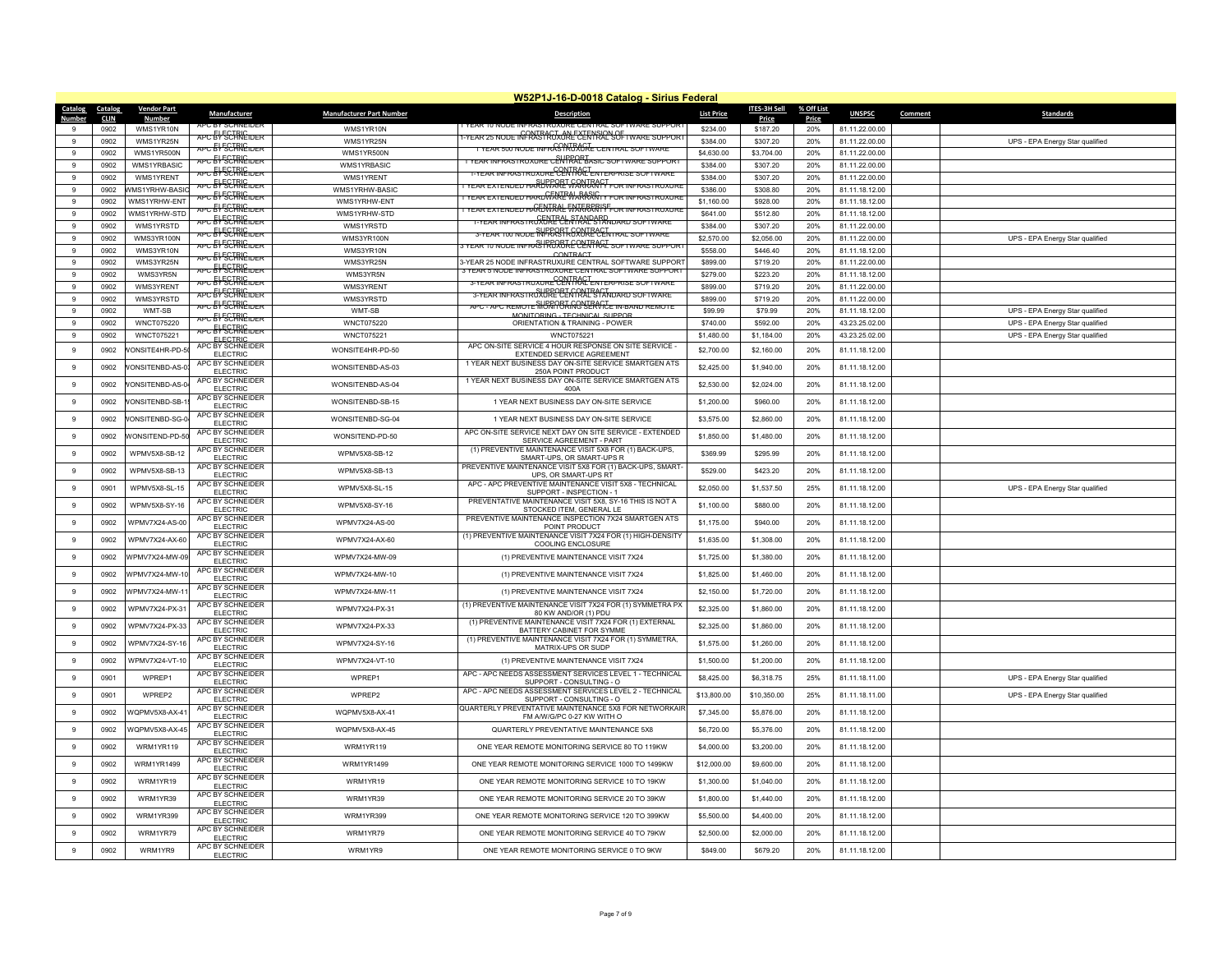# W52P1J-16-D-0018 Catalog - Sirius Federal

| Catalog Number | Catalog CLIN | Vendor Part Number | Manufacturer | Manufacturer Part Number | Description | List Price | ITES-3H Sell Price | % Off List Price | UNSPSC | Comment | Standards |
|---|---|---|---|---|---|---|---|---|---|---|---|
| 9 | 0902 | WMS1YR10N | APC BY SCHNEIDER ELECTRIC | WMS1YR10N | 1 YEAR 10 NODE INFRASTRUXURE CENTRAL SOFTWARE SUPPORT CONTRACT, AN EXTENSION OF | $234.00 | $187.20 | 20% | 81.11.22.00.00 | | |
| 9 | 0902 | WMS1YR25N | APC BY SCHNEIDER ELECTRIC | WMS1YR25N | 1-YEAR 25 NODE INFRASTRUXURE CENTRAL SOFTWARE SUPPORT CONTRACT | $384.00 | $307.20 | 20% | 81.11.22.00.00 | | UPS - EPA Energy Star qualified |
| 9 | 0902 | WMS1YR500N | APC BY SCHNEIDER ELECTRIC | WMS1YR500N | 1 YEAR 500 NODE INFRASTRUXURE CENTRAL SOFTWARE SUPPORT | $4,630.00 | $3,704.00 | 20% | 81.11.22.00.00 | | |
| 9 | 0902 | WMS1YRBASIC | APC BY SCHNEIDER ELECTRIC | WMS1YRBASIC | 1 YEAR INFRASTRUXURE CENTRAL BASIC SOFTWARE SUPPORT CONTRACT | $384.00 | $307.20 | 20% | 81.11.22.00.00 | | |
| 9 | 0902 | WMS1YRENT | APC BY SCHNEIDER ELECTRIC | WMS1YRENT | 1-YEAR INFRASTRUXURE CENTRAL ENTERPRISE SOFTWARE SUPPORT CONTRACT | $384.00 | $307.20 | 20% | 81.11.22.00.00 | | |
| 9 | 0902 | WMS1YRHW-BASIC | APC BY SCHNEIDER ELECTRIC | WMS1YRHW-BASIC | 1 YEAR EXTENDED HARDWARE WARRANTY FOR INFRASTRUXURE CENTRAL BASIC | $386.00 | $308.80 | 20% | 81.11.18.12.00 | | |
| 9 | 0902 | WMS1YRHW-ENT | APC BY SCHNEIDER ELECTRIC | WMS1YRHW-ENT | 1 YEAR EXTENDED HARDWARE WARRANTY FOR INFRASTRUXURE CENTRAL ENTERPRISE | $1,160.00 | $928.00 | 20% | 81.11.18.12.00 | | |
| 9 | 0902 | WMS1YRHW-STD | APC BY SCHNEIDER ELECTRIC | WMS1YRHW-STD | 1 YEAR EXTENDED HARDWARE WARRANTY FOR INFRASTRUXURE CENTRAL STANDARD | $641.00 | $512.80 | 20% | 81.11.18.12.00 | | |
| 9 | 0902 | WMS1YRSTD | APC BY SCHNEIDER ELECTRIC | WMS1YRSTD | 1-YEAR INFRASTRUXURE CENTRAL STANDARD SOFTWARE SUPPORT CONTRACT | $384.00 | $307.20 | 20% | 81.11.22.00.00 | | |
| 9 | 0902 | WMS3YR100N | APC BY SCHNEIDER ELECTRIC | WMS3YR100N | 3-YEAR 100 NODE INFRASTRUXURE CENTRAL SOFTWARE SUPPORT CONTRACT | $2,570.00 | $2,056.00 | 20% | 81.11.22.00.00 | | UPS - EPA Energy Star qualified |
| 9 | 0902 | WMS3YR10N | APC BY SCHNEIDER ELECTRIC | WMS3YR10N | 3 YEAR 10 NODE INFRASTRUXURE CENTRAL SOFTWARE SUPPORT CONTRACT | $558.00 | $446.40 | 20% | 81.11.18.12.00 | | |
| 9 | 0902 | WMS3YR25N | APC BY SCHNEIDER ELECTRIC | WMS3YR25N | 3-YEAR 25 NODE INFRASTRUXURE CENTRAL SOFTWARE SUPPORT | $899.00 | $719.20 | 20% | 81.11.22.00.00 | | |
| 9 | 0902 | WMS3YR5N | APC BY SCHNEIDER ELECTRIC | WMS3YR5N | 3 YEAR 5 NODE INFRASTRUXURE CENTRAL SOFTWARE SUPPORT CONTRACT | $279.00 | $223.20 | 20% | 81.11.18.12.00 | | |
| 9 | 0902 | WMS3YRENT | APC BY SCHNEIDER ELECTRIC | WMS3YRENT | 3-YEAR INFRASTRUXURE CENTRAL ENTERPRISE SOFTWARE SUPPORT CONTRACT | $899.00 | $719.20 | 20% | 81.11.22.00.00 | | |
| 9 | 0902 | WMS3YRSTD | APC BY SCHNEIDER ELECTRIC | WMS3YRSTD | 3-YEAR INFRASTRUXURE CENTRAL STANDARD SOFTWARE SUPPORT CONTRACT | $899.00 | $719.20 | 20% | 81.11.22.00.00 | | |
| 9 | 0902 | WMT-SB | APC BY SCHNEIDER ELECTRIC | WMT-SB | APC - APC REMOTE MONITORING SERVICE IN-BAND REMOTE MONITORING - TECHNICAL SUPPOR | $99.99 | $79.99 | 20% | 81.11.18.12.00 | | UPS - EPA Energy Star qualified |
| 9 | 0902 | WNCT075220 | APC BY SCHNEIDER ELECTRIC | WNCT075220 | ORIENTATION & TRAINING - POWER | $740.00 | $592.00 | 20% | 43.23.25.02.00 | | UPS - EPA Energy Star qualified |
| 9 | 0902 | WNCT075221 | APC BY SCHNEIDER ELECTRIC | WNCT075221 | WNCT075221 | $1,480.00 | $1,184.00 | 20% | 43.23.25.02.00 | | UPS - EPA Energy Star qualified |
| 9 | 0902 | WONSITE4HR-PD-50 | APC BY SCHNEIDER ELECTRIC | WONSITE4HR-PD-50 | APC ON-SITE SERVICE 4 HOUR RESPONSE ON SITE SERVICE - EXTENDED SERVICE AGREEMENT | $2,700.00 | $2,160.00 | 20% | 81.11.18.12.00 | | |
| 9 | 0902 | WONSITENBD-AS-03 | APC BY SCHNEIDER ELECTRIC | WONSITENBD-AS-03 | 1 YEAR NEXT BUSINESS DAY ON-SITE SERVICE SMARTGEN ATS 250A POINT PRODUCT | $2,425.00 | $1,940.00 | 20% | 81.11.18.12.00 | | |
| 9 | 0902 | WONSITENBD-AS-04 | APC BY SCHNEIDER ELECTRIC | WONSITENBD-AS-04 | 1 YEAR NEXT BUSINESS DAY ON-SITE SERVICE SMARTGEN ATS 400A | $2,530.00 | $2,024.00 | 20% | 81.11.18.12.00 | | |
| 9 | 0902 | WONSITENBD-SB-15 | APC BY SCHNEIDER ELECTRIC | WONSITENBD-SB-15 | 1 YEAR NEXT BUSINESS DAY ON-SITE SERVICE | $1,200.00 | $960.00 | 20% | 81.11.18.12.00 | | |
| 9 | 0902 | WONSITENBD-SG-04 | APC BY SCHNEIDER ELECTRIC | WONSITENBD-SG-04 | 1 YEAR NEXT BUSINESS DAY ON-SITE SERVICE | $3,575.00 | $2,860.00 | 20% | 81.11.18.12.00 | | |
| 9 | 0902 | WONSITEND-PD-50 | APC BY SCHNEIDER ELECTRIC | WONSITEND-PD-50 | APC ON-SITE SERVICE NEXT DAY ON SITE SERVICE - EXTENDED SERVICE AGREEMENT - PART | $1,850.00 | $1,480.00 | 20% | 81.11.18.12.00 | | |
| 9 | 0902 | WPMV5X8-SB-12 | APC BY SCHNEIDER ELECTRIC | WPMV5X8-SB-12 | (1) PREVENTIVE MAINTENANCE VISIT 5X8 FOR (1) BACK-UPS, SMART-UPS, OR SMART-UPS R | $369.99 | $295.99 | 20% | 81.11.18.12.00 | | |
| 9 | 0902 | WPMV5X8-SB-13 | APC BY SCHNEIDER ELECTRIC | WPMV5X8-SB-13 | PREVENTIVE MAINTENANCE VISIT 5X8 FOR (1) BACK-UPS, SMART-UPS, OR SMART-UPS RT | $529.00 | $423.20 | 20% | 81.11.18.12.00 | | |
| 9 | 0901 | WPMV5X8-SL-15 | APC BY SCHNEIDER ELECTRIC | WPMV5X8-SL-15 | APC - APC PREVENTIVE MAINTENANCE VISIT 5X8 - TECHNICAL SUPPORT - INSPECTION - 1 | $2,050.00 | $1,537.50 | 25% | 81.11.18.12.00 | | UPS - EPA Energy Star qualified |
| 9 | 0902 | WPMV5X8-SY-16 | APC BY SCHNEIDER ELECTRIC | WPMV5X8-SY-16 | PREVENTATIVE MAINTENANCE VISIT 5X8, SY-16 THIS IS NOT A STOCKED ITEM, GENERAL LE | $1,100.00 | $880.00 | 20% | 81.11.18.12.00 | | |
| 9 | 0902 | WPMV7X24-AS-00 | APC BY SCHNEIDER ELECTRIC | WPMV7X24-AS-00 | PREVENTIVE MAINTENANCE INSPECTION 7X24 SMARTGEN ATS POINT PRODUCT | $1,175.00 | $940.00 | 20% | 81.11.18.12.00 | | |
| 9 | 0902 | WPMV7X24-AX-60 | APC BY SCHNEIDER ELECTRIC | WPMV7X24-AX-60 | (1) PREVENTIVE MAINTENANCE VISIT 7X24 FOR (1) HIGH-DENSITY COOLING ENCLOSURE | $1,635.00 | $1,308.00 | 20% | 81.11.18.12.00 | | |
| 9 | 0902 | WPMV7X24-MW-09 | APC BY SCHNEIDER ELECTRIC | WPMV7X24-MW-09 | (1) PREVENTIVE MAINTENANCE VISIT 7X24 | $1,725.00 | $1,380.00 | 20% | 81.11.18.12.00 | | |
| 9 | 0902 | WPMV7X24-MW-10 | APC BY SCHNEIDER ELECTRIC | WPMV7X24-MW-10 | (1) PREVENTIVE MAINTENANCE VISIT 7X24 | $1,825.00 | $1,460.00 | 20% | 81.11.18.12.00 | | |
| 9 | 0902 | WPMV7X24-MW-11 | APC BY SCHNEIDER ELECTRIC | WPMV7X24-MW-11 | (1) PREVENTIVE MAINTENANCE VISIT 7X24 | $2,150.00 | $1,720.00 | 20% | 81.11.18.12.00 | | |
| 9 | 0902 | WPMV7X24-PX-31 | APC BY SCHNEIDER ELECTRIC | WPMV7X24-PX-31 | (1) PREVENTIVE MAINTENANCE VISIT 7X24 FOR (1) SYMMETRA PX 80 KW AND/OR (1) PDU | $2,325.00 | $1,860.00 | 20% | 81.11.18.12.00 | | |
| 9 | 0902 | WPMV7X24-PX-33 | APC BY SCHNEIDER ELECTRIC | WPMV7X24-PX-33 | (1) PREVENTIVE MAINTENANCE VISIT 7X24 FOR (1) EXTERNAL BATTERY CABINET FOR SYMME | $2,325.00 | $1,860.00 | 20% | 81.11.18.12.00 | | |
| 9 | 0902 | WPMV7X24-SY-16 | APC BY SCHNEIDER ELECTRIC | WPMV7X24-SY-16 | (1) PREVENTIVE MAINTENANCE VISIT 7X24 FOR (1) SYMMETRA, MATRIX-UPS OR SUDP | $1,575.00 | $1,260.00 | 20% | 81.11.18.12.00 | | |
| 9 | 0902 | WPMV7X24-VT-10 | APC BY SCHNEIDER ELECTRIC | WPMV7X24-VT-10 | (1) PREVENTIVE MAINTENANCE VISIT 7X24 | $1,500.00 | $1,200.00 | 20% | 81.11.18.12.00 | | |
| 9 | 0901 | WPREP1 | APC BY SCHNEIDER ELECTRIC | WPREP1 | APC - APC NEEDS ASSESSMENT SERVICES LEVEL 1 - TECHNICAL SUPPORT - CONSULTING - O | $8,425.00 | $6,318.75 | 25% | 81.11.18.11.00 | | UPS - EPA Energy Star qualified |
| 9 | 0901 | WPREP2 | APC BY SCHNEIDER ELECTRIC | WPREP2 | APC - APC NEEDS ASSESSMENT SERVICES LEVEL 2 - TECHNICAL SUPPORT - CONSULTING - O | $13,800.00 | $10,350.00 | 25% | 81.11.18.11.00 | | UPS - EPA Energy Star qualified |
| 9 | 0902 | WQPMV5X8-AX-41 | APC BY SCHNEIDER ELECTRIC | WQPMV5X8-AX-41 | QUARTERLY PREVENTATIVE MAINTENANCE 5X8 FOR NETWORKAIR FM A/W/G/PC 0-27 KW WITH O | $7,345.00 | $5,876.00 | 20% | 81.11.18.12.00 | | |
| 9 | 0902 | WQPMV5X8-AX-45 | APC BY SCHNEIDER ELECTRIC | WQPMV5X8-AX-45 | QUARTERLY PREVENTATIVE MAINTENANCE 5X8 | $6,720.00 | $5,376.00 | 20% | 81.11.18.12.00 | | |
| 9 | 0902 | WRM1YR119 | APC BY SCHNEIDER ELECTRIC | WRM1YR119 | ONE YEAR REMOTE MONITORING SERVICE 80 TO 119KW | $4,000.00 | $3,200.00 | 20% | 81.11.18.12.00 | | |
| 9 | 0902 | WRM1YR1499 | APC BY SCHNEIDER ELECTRIC | WRM1YR1499 | ONE YEAR REMOTE MONITORING SERVICE 1000 TO 1499KW | $12,000.00 | $9,600.00 | 20% | 81.11.18.12.00 | | |
| 9 | 0902 | WRM1YR19 | APC BY SCHNEIDER ELECTRIC | WRM1YR19 | ONE YEAR REMOTE MONITORING SERVICE 10 TO 19KW | $1,300.00 | $1,040.00 | 20% | 81.11.18.12.00 | | |
| 9 | 0902 | WRM1YR39 | APC BY SCHNEIDER ELECTRIC | WRM1YR39 | ONE YEAR REMOTE MONITORING SERVICE 20 TO 39KW | $1,800.00 | $1,440.00 | 20% | 81.11.18.12.00 | | |
| 9 | 0902 | WRM1YR399 | APC BY SCHNEIDER ELECTRIC | WRM1YR399 | ONE YEAR REMOTE MONITORING SERVICE 120 TO 399KW | $5,500.00 | $4,400.00 | 20% | 81.11.18.12.00 | | |
| 9 | 0902 | WRM1YR79 | APC BY SCHNEIDER ELECTRIC | WRM1YR79 | ONE YEAR REMOTE MONITORING SERVICE 40 TO 79KW | $2,500.00 | $2,000.00 | 20% | 81.11.18.12.00 | | |
| 9 | 0902 | WRM1YR9 | APC BY SCHNEIDER ELECTRIC | WRM1YR9 | ONE YEAR REMOTE MONITORING SERVICE 0 TO 9KW | $849.00 | $679.20 | 20% | 81.11.18.12.00 | | |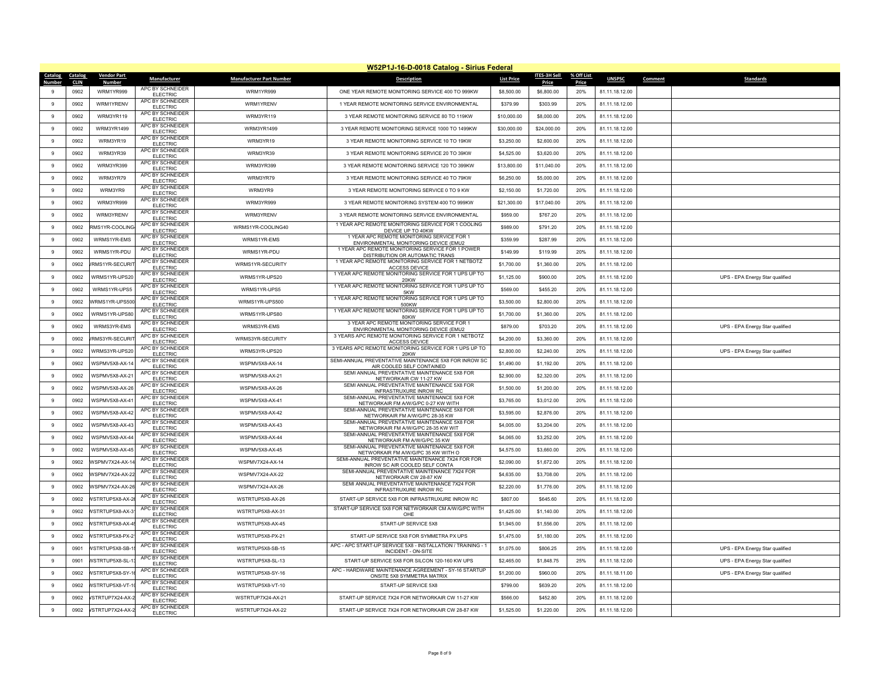## W52P1J-16-D-0018 Catalog - Sirius Federal

| Catalog Number | Catalog CLIN | Vendor Part Number | Manufacturer | Manufacturer Part Number | Description | List Price | ITES-3H Sell Price | % Off List Price | UNSPSC | Comment | Standards |
|---|---|---|---|---|---|---|---|---|---|---|---|
| 9 | 0902 | WRM1YR999 | APC BY SCHNEIDER ELECTRIC | WRM1YR999 | ONE YEAR REMOTE MONITORING SERVICE 400 TO 999KW | $8,500.00 | $6,800.00 | 20% | 81.11.18.12.00 | | |
| 9 | 0902 | WRM1YRENV | APC BY SCHNEIDER ELECTRIC | WRM1YRENV | 1 YEAR REMOTE MONITORING SERVICE ENVIRONMENTAL | $379.99 | $303.99 | 20% | 81.11.18.12.00 | | |
| 9 | 0902 | WRM3YR119 | APC BY SCHNEIDER ELECTRIC | WRM3YR119 | 3 YEAR REMOTE MONITORING SERVICE 80 TO 119KW | $10,000.00 | $8,000.00 | 20% | 81.11.18.12.00 | | |
| 9 | 0902 | WRM3YR1499 | APC BY SCHNEIDER ELECTRIC | WRM3YR1499 | 3 YEAR REMOTE MONITORING SERVICE 1000 TO 1499KW | $30,000.00 | $24,000.00 | 20% | 81.11.18.12.00 | | |
| 9 | 0902 | WRM3YR19 | APC BY SCHNEIDER ELECTRIC | WRM3YR19 | 3 YEAR REMOTE MONITORING SERVICE 10 TO 19KW | $3,250.00 | $2,600.00 | 20% | 81.11.18.12.00 | | |
| 9 | 0902 | WRM3YR39 | APC BY SCHNEIDER ELECTRIC | WRM3YR39 | 3 YEAR REMOTE MONITORING SERVICE 20 TO 39KW | $4,525.00 | $3,620.00 | 20% | 81.11.18.12.00 | | |
| 9 | 0902 | WRM3YR399 | APC BY SCHNEIDER ELECTRIC | WRM3YR399 | 3 YEAR REMOTE MONITORING SERVICE 120 TO 399KW | $13,800.00 | $11,040.00 | 20% | 81.11.18.12.00 | | |
| 9 | 0902 | WRM3YR79 | APC BY SCHNEIDER ELECTRIC | WRM3YR79 | 3 YEAR REMOTE MONITORING SERVICE 40 TO 79KW | $6,250.00 | $5,000.00 | 20% | 81.11.18.12.00 | | |
| 9 | 0902 | WRM3YR9 | APC BY SCHNEIDER ELECTRIC | WRM3YR9 | 3 YEAR REMOTE MONITORING SERVICE 0 TO 9 KW | $2,150.00 | $1,720.00 | 20% | 81.11.18.12.00 | | |
| 9 | 0902 | WRM3YR999 | APC BY SCHNEIDER ELECTRIC | WRM3YR999 | 3 YEAR REMOTE MONITORING SYSTEM 400 TO 999KW | $21,300.00 | $17,040.00 | 20% | 81.11.18.12.00 | | |
| 9 | 0902 | WRM3YRENV | APC BY SCHNEIDER ELECTRIC | WRM3YRENV | 3 YEAR REMOTE MONITORING SERVICE ENVIRONMENTAL | $959.00 | $767.20 | 20% | 81.11.18.12.00 | | |
| 9 | 0902 | RMS1YR-COOLING | APC BY SCHNEIDER ELECTRIC | WRMS1YR-COOLING40 | 1 YEAR APC REMOTE MONITORING SERVICE FOR 1 COOLING DEVICE UP TO 40KW | $989.00 | $791.20 | 20% | 81.11.18.12.00 | | |
| 9 | 0902 | WRMS1YR-EMS | APC BY SCHNEIDER ELECTRIC | WRMS1YR-EMS | 1 YEAR APC REMOTE MONITORING SERVICE FOR 1 ENVIRONMENTAL MONITORING DEVICE (EMU2 | $359.99 | $287.99 | 20% | 81.11.18.12.00 | | |
| 9 | 0902 | WRMS1YR-PDU | APC BY SCHNEIDER ELECTRIC | WRMS1YR-PDU | 1 YEAR APC REMOTE MONITORING SERVICE FOR 1 POWER DISTRIBUTION OR AUTOMATIC TRANS | $149.99 | $119.99 | 20% | 81.11.18.12.00 | | |
| 9 | 0902 | /RMS1YR-SECURIT | APC BY SCHNEIDER ELECTRIC | WRMS1YR-SECURITY | 1 YEAR APC REMOTE MONITORING SERVICE FOR 1 NETBOTZ ACCESS DEVICE | $1,700.00 | $1,360.00 | 20% | 81.11.18.12.00 | | |
| 9 | 0902 | WRMS1YR-UPS20 | APC BY SCHNEIDER ELECTRIC | WRMS1YR-UPS20 | 1 YEAR APC REMOTE MONITORING SERVICE FOR 1 UPS UP TO 20KW | $1,125.00 | $900.00 | 20% | 81.11.18.12.00 | | UPS - EPA Energy Star qualified |
| 9 | 0902 | WRMS1YR-UPS5 | APC BY SCHNEIDER ELECTRIC | WRMS1YR-UPS5 | 1 YEAR APC REMOTE MONITORING SERVICE FOR 1 UPS UP TO 5KW | $569.00 | $455.20 | 20% | 81.11.18.12.00 | | |
| 9 | 0902 | WRMS1YR-UPS500 | APC BY SCHNEIDER ELECTRIC | WRMS1YR-UPS500 | 1 YEAR APC REMOTE MONITORING SERVICE FOR 1 UPS UP TO 500KW | $3,500.00 | $2,800.00 | 20% | 81.11.18.12.00 | | |
| 9 | 0902 | WRMS1YR-UPS80 | APC BY SCHNEIDER ELECTRIC | WRMS1YR-UPS80 | 1 YEAR APC REMOTE MONITORING SERVICE FOR 1 UPS UP TO 80KW | $1,700.00 | $1,360.00 | 20% | 81.11.18.12.00 | | |
| 9 | 0902 | WRMS3YR-EMS | APC BY SCHNEIDER ELECTRIC | WRMS3YR-EMS | 3 YEAR APC REMOTE MONITORING SERVICE FOR 1 ENVIRONMENTAL MONITORING DEVICE (EMU2 | $879.00 | $703.20 | 20% | 81.11.18.12.00 | | UPS - EPA Energy Star qualified |
| 9 | 0902 | /RMS3YR-SECURIT | APC BY SCHNEIDER ELECTRIC | WRMS3YR-SECURITY | 3 YEARS APC REMOTE MONITORING SERVICE FOR 1 NETBOTZ ACCESS DEVICE | $4,200.00 | $3,360.00 | 20% | 81.11.18.12.00 | | |
| 9 | 0902 | WRMS3YR-UPS20 | APC BY SCHNEIDER ELECTRIC | WRMS3YR-UPS20 | 3 YEARS APC REMOTE MONITORING SERVICE FOR 1 UPS UP TO 20KW | $2,800.00 | $2,240.00 | 20% | 81.11.18.12.00 | | UPS - EPA Energy Star qualified |
| 9 | 0902 | WSPMV5X8-AX-14 | APC BY SCHNEIDER ELECTRIC | WSPMV5X8-AX-14 | SEMI-ANNUAL PREVENTATIVE MAINTENANCE 5X8 FOR INROW SC AIR COOLED SELF CONTAINED | $1,490.00 | $1,192.00 | 20% | 81.11.18.12.00 | | |
| 9 | 0902 | WSPMV5X8-AX-21 | APC BY SCHNEIDER ELECTRIC | WSPMV5X8-AX-21 | SEMI ANNUAL PREVENTATIVE MAINTENANCE 5X8 FOR NETWORKAIR CW 11-27 KW | $2,900.00 | $2,320.00 | 20% | 81.11.18.12.00 | | |
| 9 | 0902 | WSPMV5X8-AX-26 | APC BY SCHNEIDER ELECTRIC | WSPMV5X8-AX-26 | SEMI ANNUAL PREVENTATIVE MAINTENANCE 5X8 FOR INFRASTRUXURE INROW RC | $1,500.00 | $1,200.00 | 20% | 81.11.18.12.00 | | |
| 9 | 0902 | WSPMV5X8-AX-41 | APC BY SCHNEIDER ELECTRIC | WSPMV5X8-AX-41 | SEMI-ANNUAL PREVENTATIVE MAINTENANCE 5X8 FOR NETWORKAIR FM A/W/G/PC 0-27 KW WITH | $3,765.00 | $3,012.00 | 20% | 81.11.18.12.00 | | |
| 9 | 0902 | WSPMV5X8-AX-42 | APC BY SCHNEIDER ELECTRIC | WSPMV5X8-AX-42 | SEMI-ANNUAL PREVENTATIVE MAINTENANCE 5X8 FOR NETWORKAIR FM A/W/G/PC 28-35 KW | $3,595.00 | $2,876.00 | 20% | 81.11.18.12.00 | | |
| 9 | 0902 | WSPMV5X8-AX-43 | APC BY SCHNEIDER ELECTRIC | WSPMV5X8-AX-43 | SEMI-ANNUAL PREVENTATIVE MAINTENANCE 5X8 FOR NETWORKAIR FM A/W/G/PC 28-35 KW WIT | $4,005.00 | $3,204.00 | 20% | 81.11.18.12.00 | | |
| 9 | 0902 | WSPMV5X8-AX-44 | APC BY SCHNEIDER ELECTRIC | WSPMV5X8-AX-44 | SEMI-ANNUAL PREVENTATIVE MAINTENANCE 5X8 FOR NETWORKAIR FM A/W/G/PC 35 KW | $4,065.00 | $3,252.00 | 20% | 81.11.18.12.00 | | |
| 9 | 0902 | WSPMV5X8-AX-45 | APC BY SCHNEIDER ELECTRIC | WSPMV5X8-AX-45 | SEMI-ANNUAL PREVENTATIVE MAINTENANCE 5X8 FOR NETWORKAIR FM A/W/G/PC 35 KW WITH O | $4,575.00 | $3,660.00 | 20% | 81.11.18.12.00 | | |
| 9 | 0902 | WSPMV7X24-AX-14 | APC BY SCHNEIDER ELECTRIC | WSPMV7X24-AX-14 | SEMI-ANNUAL PREVENTATIVE MAINTENANCE 7X24 FOR FOR INROW SC AIR COOLED SELF CONTA | $2,090.00 | $1,672.00 | 20% | 81.11.18.12.00 | | |
| 9 | 0902 | WSPMV7X24-AX-22 | APC BY SCHNEIDER ELECTRIC | WSPMV7X24-AX-22 | SEMI-ANNUAL PREVENTATIVE MAINTENANCE 7X24 FOR NETWORKAIR CW 28-87 KW | $4,635.00 | $3,708.00 | 20% | 81.11.18.12.00 | | |
| 9 | 0902 | WSPMV7X24-AX-26 | APC BY SCHNEIDER ELECTRIC | WSPMV7X24-AX-26 | SEMI ANNUAL PREVENTATIVE MAINTENANCE 7X24 FOR INFRASTRUXURE INROW RC | $2,220.00 | $1,776.00 | 20% | 81.11.18.12.00 | | |
| 9 | 0902 | WSTRTUP5X8-AX-26 | APC BY SCHNEIDER ELECTRIC | WSTRTUP5X8-AX-26 | START-UP SERVICE 5X8 FOR INFRASTRUXURE INROW RC | $807.00 | $645.60 | 20% | 81.11.18.12.00 | | |
| 9 | 0902 | WSTRTUP5X8-AX-31 | APC BY SCHNEIDER ELECTRIC | WSTRTUP5X8-AX-31 | START-UP SERVICE 5X8 FOR NETWORKAIR CM A/W/G/PC WITH OHE | $1,425.00 | $1,140.00 | 20% | 81.11.18.12.00 | | |
| 9 | 0902 | WSTRTUP5X8-AX-45 | APC BY SCHNEIDER ELECTRIC | WSTRTUP5X8-AX-45 | START-UP SERVICE 5X8 | $1,945.00 | $1,556.00 | 20% | 81.11.18.12.00 | | |
| 9 | 0902 | WSTRTUP5X8-PX-21 | APC BY SCHNEIDER ELECTRIC | WSTRTUP5X8-PX-21 | START-UP SERVICE 5X8 FOR SYMMETRA PX UPS | $1,475.00 | $1,180.00 | 20% | 81.11.18.12.00 | | |
| 9 | 0901 | WSTRTUP5X8-SB-15 | APC BY SCHNEIDER ELECTRIC | WSTRTUP5X8-SB-15 | APC - APC START-UP SERVICE 5X8 - INSTALLATION / TRAINING - 1 INCIDENT - ON-SITE | $1,075.00 | $806.25 | 25% | 81.11.18.12.00 | | UPS - EPA Energy Star qualified |
| 9 | 0901 | WSTRTUP5X8-SL-13 | APC BY SCHNEIDER ELECTRIC | WSTRTUP5X8-SL-13 | START-UP SERVICE 5X8 FOR SILCON 120-160 KW UPS | $2,465.00 | $1,848.75 | 25% | 81.11.18.12.00 | | UPS - EPA Energy Star qualified |
| 9 | 0902 | WSTRTUP5X8-SY-16 | APC BY SCHNEIDER ELECTRIC | WSTRTUP5X8-SY-16 | APC - HARDWARE MAINTENANCE AGREEMENT - SY-16 STARTUP ONSITE 5X8 SYMMETRA MATRIX | $1,200.00 | $960.00 | 20% | 81.11.18.11.00 | | UPS - EPA Energy Star qualified |
| 9 | 0902 | WSTRTUP5X8-VT-10 | APC BY SCHNEIDER ELECTRIC | WSTRTUP5X8-VT-10 | START-UP SERVICE 5X8 | $799.00 | $639.20 | 20% | 81.11.18.12.00 | | |
| 9 | 0902 | /STRTUP7X24-AX-2 | APC BY SCHNEIDER ELECTRIC | WSTRTUP7X24-AX-21 | START-UP SERVICE 7X24 FOR NETWORKAIR CW 11-27 KW | $566.00 | $452.80 | 20% | 81.11.18.12.00 | | |
| 9 | 0902 | /STRTUP7X24-AX-2 | APC BY SCHNEIDER ELECTRIC | WSTRTUP7X24-AX-22 | START-UP SERVICE 7X24 FOR NETWORKAIR CW 28-87 KW | $1,525.00 | $1,220.00 | 20% | 81.11.18.12.00 | | |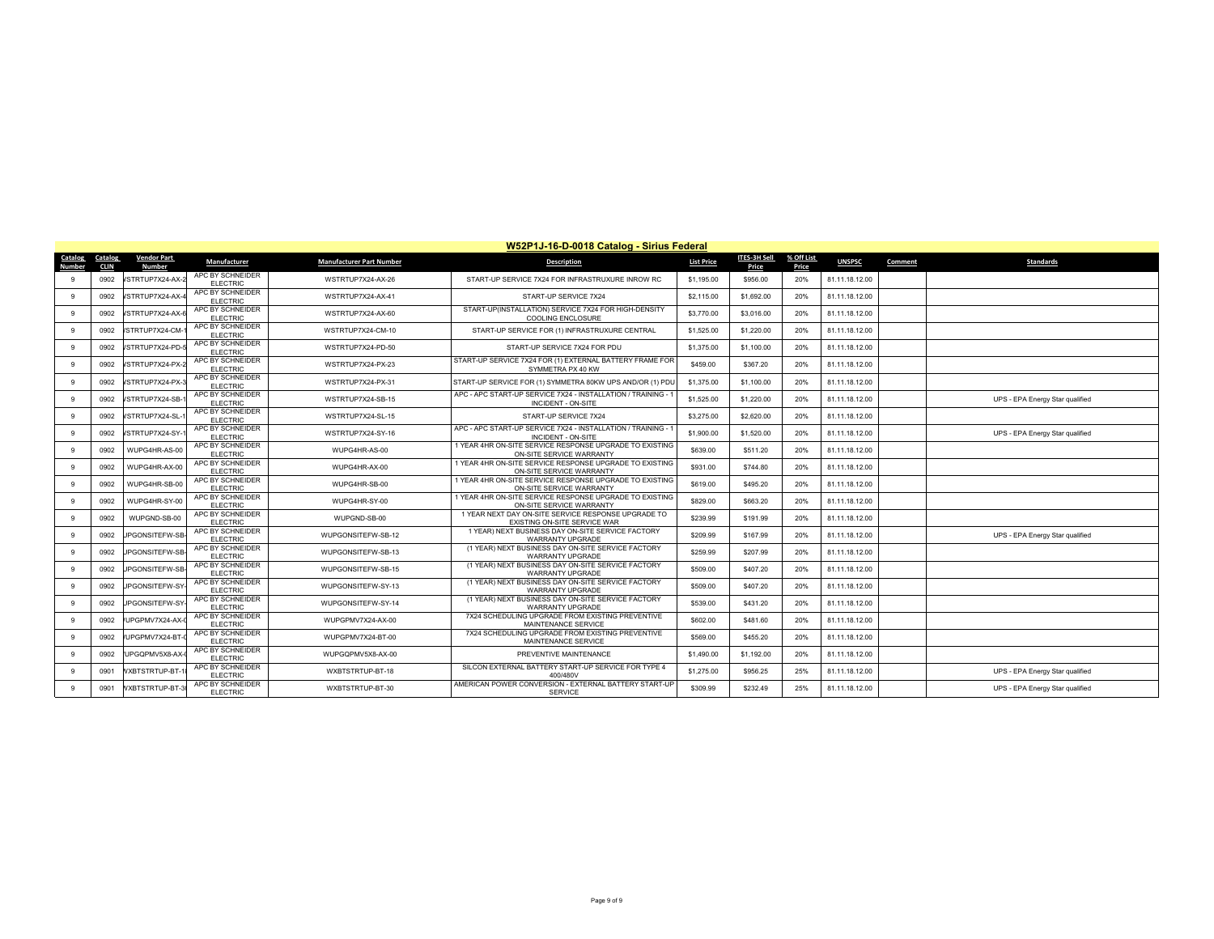## W52P1J-16-D-0018 Catalog - Sirius Federal

| Catalog Number | Catalog CLIN | Vendor Part Number | Manufacturer | Manufacturer Part Number | Description | List Price | ITES-3H Sell Price | % Off List Price | UNSPSC | Comment | Standards |
|---|---|---|---|---|---|---|---|---|---|---|---|
| 9 | 0902 | VSTRTUP7X24-AX-2 | APC BY SCHNEIDER ELECTRIC | WSTRTUP7X24-AX-26 | START-UP SERVICE 7X24 FOR INFRASTRUXURE INROW RC | $1,195.00 | $956.00 | 20% | 81.11.18.12.00 | | |
| 9 | 0902 | VSTRTUP7X24-AX-4 | APC BY SCHNEIDER ELECTRIC | WSTRTUP7X24-AX-41 | START-UP SERVICE 7X24 | $2,115.00 | $1,692.00 | 20% | 81.11.18.12.00 | | |
| 9 | 0902 | VSTRTUP7X24-AX-6 | APC BY SCHNEIDER ELECTRIC | WSTRTUP7X24-AX-60 | START-UP(INSTALLATION) SERVICE 7X24 FOR HIGH-DENSITY COOLING ENCLOSURE | $3,770.00 | $3,016.00 | 20% | 81.11.18.12.00 | | |
| 9 | 0902 | VSTRTUP7X24-CM-1 | APC BY SCHNEIDER ELECTRIC | WSTRTUP7X24-CM-10 | START-UP SERVICE FOR (1) INFRASTRUXURE CENTRAL | $1,525.00 | $1,220.00 | 20% | 81.11.18.12.00 | | |
| 9 | 0902 | VSTRTUP7X24-PD-5 | APC BY SCHNEIDER ELECTRIC | WSTRTUP7X24-PD-50 | START-UP SERVICE 7X24 FOR PDU | $1,375.00 | $1,100.00 | 20% | 81.11.18.12.00 | | |
| 9 | 0902 | VSTRTUP7X24-PX-2 | APC BY SCHNEIDER ELECTRIC | WSTRTUP7X24-PX-23 | START-UP SERVICE 7X24 FOR (1) EXTERNAL BATTERY FRAME FOR SYMMETRA PX 40 KW | $459.00 | $367.20 | 20% | 81.11.18.12.00 | | |
| 9 | 0902 | VSTRTUP7X24-PX-3 | APC BY SCHNEIDER ELECTRIC | WSTRTUP7X24-PX-31 | START-UP SERVICE FOR (1) SYMMETRA 80KW UPS AND/OR (1) PDU | $1,375.00 | $1,100.00 | 20% | 81.11.18.12.00 | | |
| 9 | 0902 | VSTRTUP7X24-SB-1 | APC BY SCHNEIDER ELECTRIC | WSTRTUP7X24-SB-15 | APC - APC START-UP SERVICE 7X24 - INSTALLATION / TRAINING - 1 INCIDENT - ON-SITE | $1,525.00 | $1,220.00 | 20% | 81.11.18.12.00 | | UPS - EPA Energy Star qualified |
| 9 | 0902 | VSTRTUP7X24-SL-1 | APC BY SCHNEIDER ELECTRIC | WSTRTUP7X24-SL-15 | START-UP SERVICE 7X24 | $3,275.00 | $2,620.00 | 20% | 81.11.18.12.00 | | |
| 9 | 0902 | VSTRTUP7X24-SY-1 | APC BY SCHNEIDER ELECTRIC | WSTRTUP7X24-SY-16 | APC - APC START-UP SERVICE 7X24 - INSTALLATION / TRAINING - 1 INCIDENT - ON-SITE | $1,900.00 | $1,520.00 | 20% | 81.11.18.12.00 | | UPS - EPA Energy Star qualified |
| 9 | 0902 | WUPG4HR-AS-00 | APC BY SCHNEIDER ELECTRIC | WUPG4HR-AS-00 | 1 YEAR 4HR ON-SITE SERVICE RESPONSE UPGRADE TO EXISTING ON-SITE SERVICE WARRANTY | $639.00 | $511.20 | 20% | 81.11.18.12.00 | | |
| 9 | 0902 | WUPG4HR-AX-00 | APC BY SCHNEIDER ELECTRIC | WUPG4HR-AX-00 | 1 YEAR 4HR ON-SITE SERVICE RESPONSE UPGRADE TO EXISTING ON-SITE SERVICE WARRANTY | $931.00 | $744.80 | 20% | 81.11.18.12.00 | | |
| 9 | 0902 | WUPG4HR-SB-00 | APC BY SCHNEIDER ELECTRIC | WUPG4HR-SB-00 | 1 YEAR 4HR ON-SITE SERVICE RESPONSE UPGRADE TO EXISTING ON-SITE SERVICE WARRANTY | $619.00 | $495.20 | 20% | 81.11.18.12.00 | | |
| 9 | 0902 | WUPG4HR-SY-00 | APC BY SCHNEIDER ELECTRIC | WUPG4HR-SY-00 | 1 YEAR 4HR ON-SITE SERVICE RESPONSE UPGRADE TO EXISTING ON-SITE SERVICE WARRANTY | $829.00 | $663.20 | 20% | 81.11.18.12.00 | | |
| 9 | 0902 | WUPGND-SB-00 | APC BY SCHNEIDER ELECTRIC | WUPGND-SB-00 | 1 YEAR NEXT DAY ON-SITE SERVICE RESPONSE UPGRADE TO EXISTING ON-SITE SERVICE WAR | $239.99 | $191.99 | 20% | 81.11.18.12.00 | | |
| 9 | 0902 | JPGONSITEFW-SB- | APC BY SCHNEIDER ELECTRIC | WUPGONSITEFW-SB-12 | 1 YEAR) NEXT BUSINESS DAY ON-SITE SERVICE FACTORY WARRANTY UPGRADE | $209.99 | $167.99 | 20% | 81.11.18.12.00 | | UPS - EPA Energy Star qualified |
| 9 | 0902 | JPGONSITEFW-SB- | APC BY SCHNEIDER ELECTRIC | WUPGONSITEFW-SB-13 | (1 YEAR) NEXT BUSINESS DAY ON-SITE SERVICE FACTORY WARRANTY UPGRADE | $259.99 | $207.99 | 20% | 81.11.18.12.00 | | |
| 9 | 0902 | JPGONSITEFW-SB- | APC BY SCHNEIDER ELECTRIC | WUPGONSITEFW-SB-15 | (1 YEAR) NEXT BUSINESS DAY ON-SITE SERVICE FACTORY WARRANTY UPGRADE | $509.00 | $407.20 | 20% | 81.11.18.12.00 | | |
| 9 | 0902 | JPGONSITEFW-SY- | APC BY SCHNEIDER ELECTRIC | WUPGONSITEFW-SY-13 | (1 YEAR) NEXT BUSINESS DAY ON-SITE SERVICE FACTORY WARRANTY UPGRADE | $509.00 | $407.20 | 20% | 81.11.18.12.00 | | |
| 9 | 0902 | JPGONSITEFW-SY- | APC BY SCHNEIDER ELECTRIC | WUPGONSITEFW-SY-14 | (1 YEAR) NEXT BUSINESS DAY ON-SITE SERVICE FACTORY WARRANTY UPGRADE | $539.00 | $431.20 | 20% | 81.11.18.12.00 | | |
| 9 | 0902 | UPGPMV7X24-AX-0 | APC BY SCHNEIDER ELECTRIC | WUPGPMV7X24-AX-00 | 7X24 SCHEDULING UPGRADE FROM EXISTING PREVENTIVE MAINTENANCE SERVICE | $602.00 | $481.60 | 20% | 81.11.18.12.00 | | |
| 9 | 0902 | UPGPMV7X24-BT-0 | APC BY SCHNEIDER ELECTRIC | WUPGPMV7X24-BT-00 | 7X24 SCHEDULING UPGRADE FROM EXISTING PREVENTIVE MAINTENANCE SERVICE | $569.00 | $455.20 | 20% | 81.11.18.12.00 | | |
| 9 | 0902 | UPGQPMV5X8-AX-0 | APC BY SCHNEIDER ELECTRIC | WUPGQPMV5X8-AX-00 | PREVENTIVE MAINTENANCE | $1,490.00 | $1,192.00 | 20% | 81.11.18.12.00 | | |
| 9 | 0901 | WXBTSTRTUP-BT-1 | APC BY SCHNEIDER ELECTRIC | WXBTSTRTUP-BT-18 | SILCON EXTERNAL BATTERY START-UP SERVICE FOR TYPE 4 400/480V | $1,275.00 | $956.25 | 25% | 81.11.18.12.00 | | UPS - EPA Energy Star qualified |
| 9 | 0901 | WXBTSTRTUP-BT-3 | APC BY SCHNEIDER ELECTRIC | WXBTSTRTUP-BT-30 | AMERICAN POWER CONVERSION - EXTERNAL BATTERY START-UP SERVICE | $309.99 | $232.49 | 25% | 81.11.18.12.00 | | UPS - EPA Energy Star qualified |